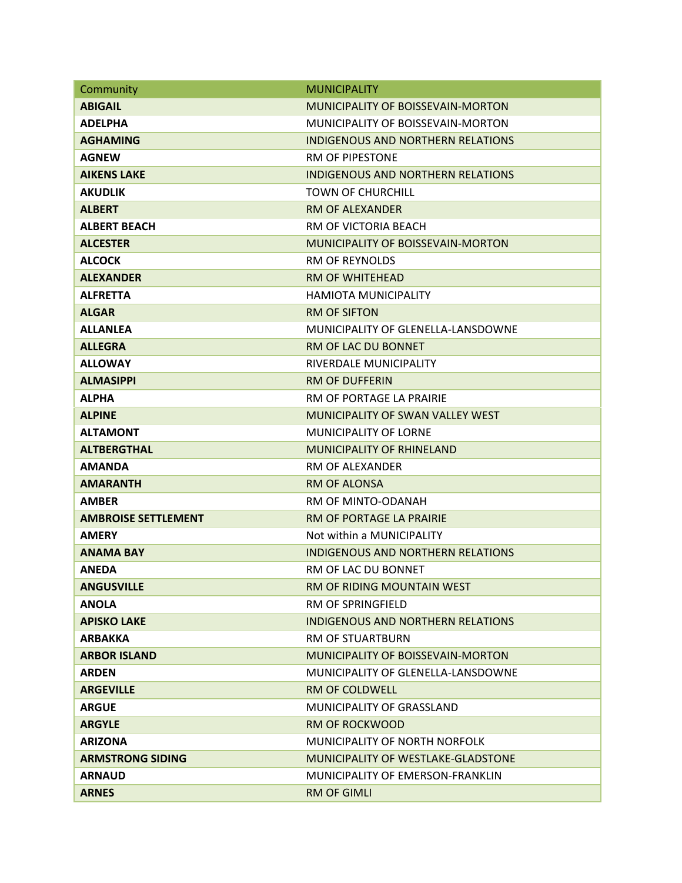| Community | MUNICIPALITY |
| --- | --- |
| **ABIGAIL** | MUNICIPALITY OF BOISSEVAIN-MORTON |
| **ADELPHA** | MUNICIPALITY OF BOISSEVAIN-MORTON |
| **AGHAMING** | INDIGENOUS AND NORTHERN RELATIONS |
| **AGNEW** | RM OF PIPESTONE |
| **AIKENS LAKE** | INDIGENOUS AND NORTHERN RELATIONS |
| **AKUDLIK** | TOWN OF CHURCHILL |
| **ALBERT** | RM OF ALEXANDER |
| **ALBERT BEACH** | RM OF VICTORIA BEACH |
| **ALCESTER** | MUNICIPALITY OF BOISSEVAIN-MORTON |
| **ALCOCK** | RM OF REYNOLDS |
| **ALEXANDER** | RM OF WHITEHEAD |
| **ALFRETTA** | HAMIOTA MUNICIPALITY |
| **ALGAR** | RM OF SIFTON |
| **ALLANLEA** | MUNICIPALITY OF GLENELLA-LANSDOWNE |
| **ALLEGRA** | RM OF LAC DU BONNET |
| **ALLOWAY** | RIVERDALE MUNICIPALITY |
| **ALMASIPPI** | RM OF DUFFERIN |
| **ALPHA** | RM OF PORTAGE LA PRAIRIE |
| **ALPINE** | MUNICIPALITY OF SWAN VALLEY WEST |
| **ALTAMONT** | MUNICIPALITY OF LORNE |
| **ALTBERGTHAL** | MUNICIPALITY OF RHINELAND |
| **AMANDA** | RM OF ALEXANDER |
| **AMARANTH** | RM OF ALONSA |
| **AMBER** | RM OF MINTO-ODANAH |
| **AMBROISE SETTLEMENT** | RM OF PORTAGE LA PRAIRIE |
| **AMERY** | Not within a MUNICIPALITY |
| **ANAMA BAY** | INDIGENOUS AND NORTHERN RELATIONS |
| **ANEDA** | RM OF LAC DU BONNET |
| **ANGUSVILLE** | RM OF RIDING MOUNTAIN WEST |
| **ANOLA** | RM OF SPRINGFIELD |
| **APISKO LAKE** | INDIGENOUS AND NORTHERN RELATIONS |
| **ARBAKKA** | RM OF STUARTBURN |
| **ARBOR ISLAND** | MUNICIPALITY OF BOISSEVAIN-MORTON |
| **ARDEN** | MUNICIPALITY OF GLENELLA-LANSDOWNE |
| **ARGEVILLE** | RM OF COLDWELL |
| **ARGUE** | MUNICIPALITY OF GRASSLAND |
| **ARGYLE** | RM OF ROCKWOOD |
| **ARIZONA** | MUNICIPALITY OF NORTH NORFOLK |
| **ARMSTRONG SIDING** | MUNICIPALITY OF WESTLAKE-GLADSTONE |
| **ARNAUD** | MUNICIPALITY OF EMERSON-FRANKLIN |
| **ARNES** | RM OF GIMLI |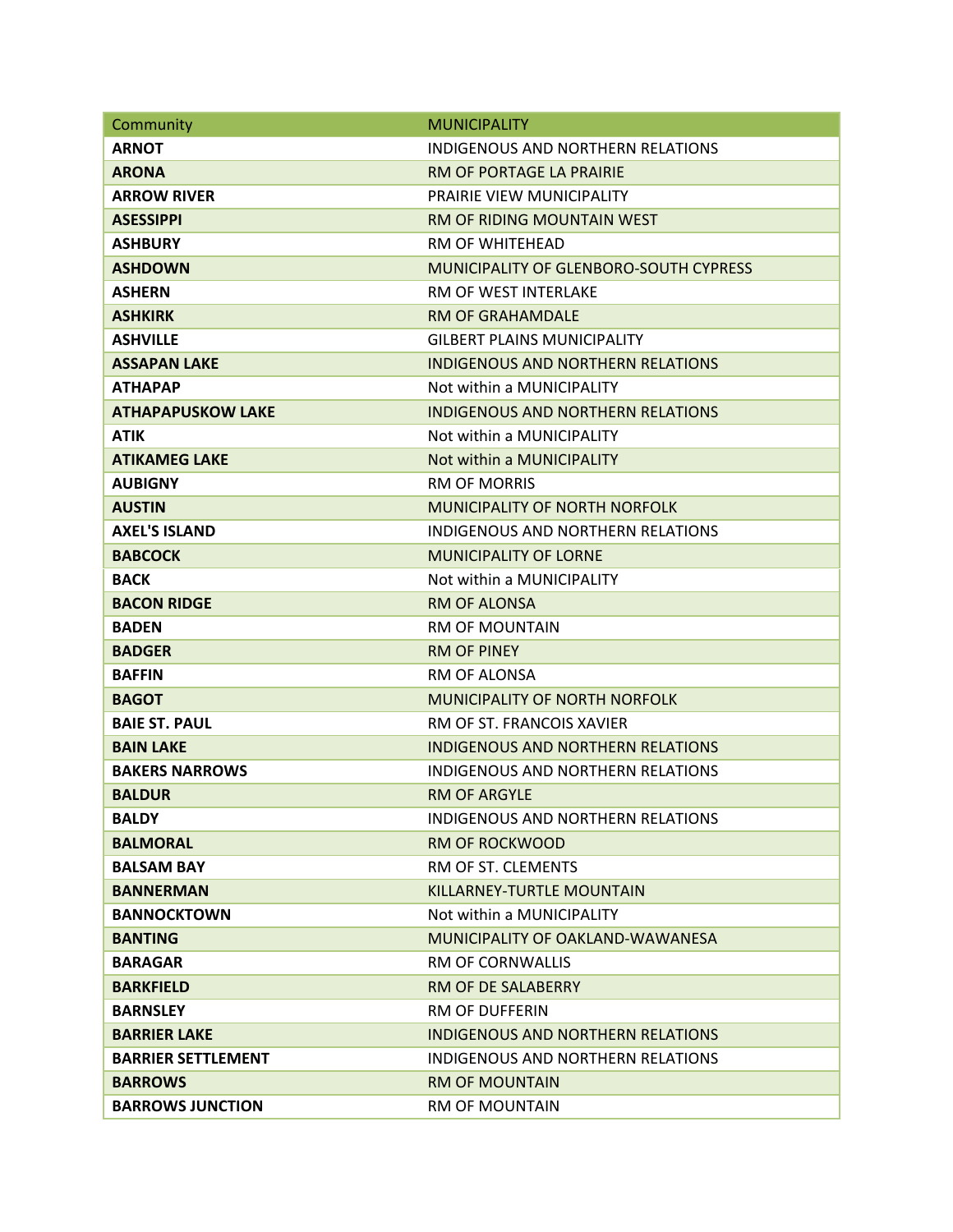| Community | MUNICIPALITY |
|---|---|
| **ARNOT** | INDIGENOUS AND NORTHERN RELATIONS |
| **ARONA** | RM OF PORTAGE LA PRAIRIE |
| **ARROW RIVER** | PRAIRIE VIEW MUNICIPALITY |
| **ASESSIPPI** | RM OF RIDING MOUNTAIN WEST |
| **ASHBURY** | RM OF WHITEHEAD |
| **ASHDOWN** | MUNICIPALITY OF GLENBORO-SOUTH CYPRESS |
| **ASHERN** | RM OF WEST INTERLAKE |
| **ASHKIRK** | RM OF GRAHAMDALE |
| **ASHVILLE** | GILBERT PLAINS MUNICIPALITY |
| **ASSAPAN LAKE** | INDIGENOUS AND NORTHERN RELATIONS |
| **ATHAPAP** | Not within a MUNICIPALITY |
| **ATHAPAPUSKOW LAKE** | INDIGENOUS AND NORTHERN RELATIONS |
| **ATIK** | Not within a MUNICIPALITY |
| **ATIKAMEG LAKE** | Not within a MUNICIPALITY |
| **AUBIGNY** | RM OF MORRIS |
| **AUSTIN** | MUNICIPALITY OF NORTH NORFOLK |
| **AXEL'S ISLAND** | INDIGENOUS AND NORTHERN RELATIONS |
| **BABCOCK** | MUNICIPALITY OF LORNE |
| **BACK** | Not within a MUNICIPALITY |
| **BACON RIDGE** | RM OF ALONSA |
| **BADEN** | RM OF MOUNTAIN |
| **BADGER** | RM OF PINEY |
| **BAFFIN** | RM OF ALONSA |
| **BAGOT** | MUNICIPALITY OF NORTH NORFOLK |
| **BAIE ST. PAUL** | RM OF ST. FRANCOIS XAVIER |
| **BAIN LAKE** | INDIGENOUS AND NORTHERN RELATIONS |
| **BAKERS NARROWS** | INDIGENOUS AND NORTHERN RELATIONS |
| **BALDUR** | RM OF ARGYLE |
| **BALDY** | INDIGENOUS AND NORTHERN RELATIONS |
| **BALMORAL** | RM OF ROCKWOOD |
| **BALSAM BAY** | RM OF ST. CLEMENTS |
| **BANNERMAN** | KILLARNEY-TURTLE MOUNTAIN |
| **BANNOCKTOWN** | Not within a MUNICIPALITY |
| **BANTING** | MUNICIPALITY OF OAKLAND-WAWANESA |
| **BARAGAR** | RM OF CORNWALLIS |
| **BARKFIELD** | RM OF DE SALABERRY |
| **BARNSLEY** | RM OF DUFFERIN |
| **BARRIER LAKE** | INDIGENOUS AND NORTHERN RELATIONS |
| **BARRIER SETTLEMENT** | INDIGENOUS AND NORTHERN RELATIONS |
| **BARROWS** | RM OF MOUNTAIN |
| **BARROWS JUNCTION** | RM OF MOUNTAIN |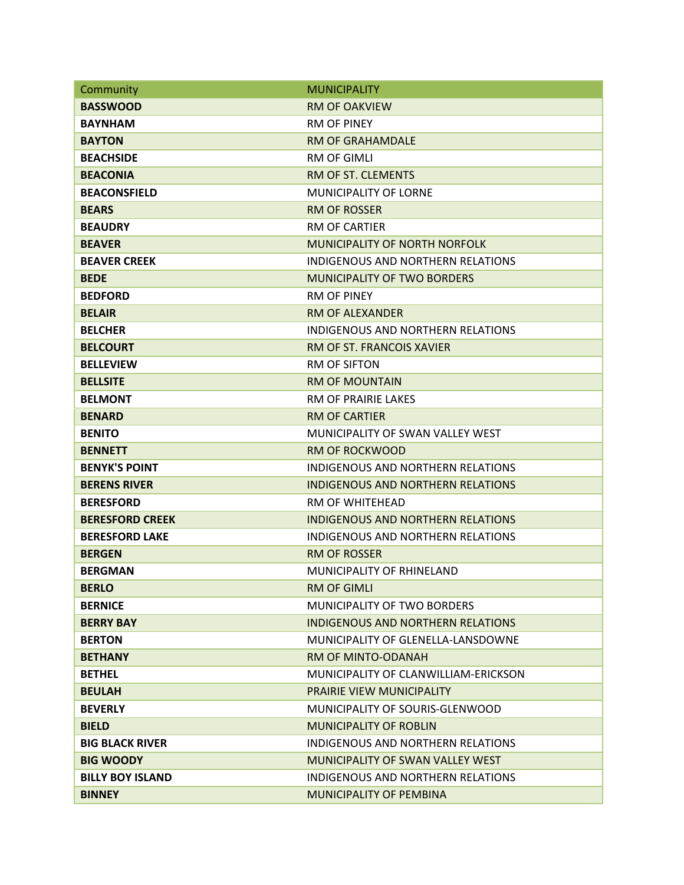| Community | MUNICIPALITY |
| --- | --- |
| **BASSWOOD** | RM OF OAKVIEW |
| **BAYNHAM** | RM OF PINEY |
| **BAYTON** | RM OF GRAHAMDALE |
| **BEACHSIDE** | RM OF GIMLI |
| **BEACONIA** | RM OF ST. CLEMENTS |
| **BEACONSFIELD** | MUNICIPALITY OF LORNE |
| **BEARS** | RM OF ROSSER |
| **BEAUDRY** | RM OF CARTIER |
| **BEAVER** | MUNICIPALITY OF NORTH NORFOLK |
| **BEAVER CREEK** | INDIGENOUS AND NORTHERN RELATIONS |
| **BEDE** | MUNICIPALITY OF TWO BORDERS |
| **BEDFORD** | RM OF PINEY |
| **BELAIR** | RM OF ALEXANDER |
| **BELCHER** | INDIGENOUS AND NORTHERN RELATIONS |
| **BELCOURT** | RM OF ST. FRANCOIS XAVIER |
| **BELLEVIEW** | RM OF SIFTON |
| **BELLSITE** | RM OF MOUNTAIN |
| **BELMONT** | RM OF PRAIRIE LAKES |
| **BENARD** | RM OF CARTIER |
| **BENITO** | MUNICIPALITY OF SWAN VALLEY WEST |
| **BENNETT** | RM OF ROCKWOOD |
| **BENYK'S POINT** | INDIGENOUS AND NORTHERN RELATIONS |
| **BERENS RIVER** | INDIGENOUS AND NORTHERN RELATIONS |
| **BERESFORD** | RM OF WHITEHEAD |
| **BERESFORD CREEK** | INDIGENOUS AND NORTHERN RELATIONS |
| **BERESFORD LAKE** | INDIGENOUS AND NORTHERN RELATIONS |
| **BERGEN** | RM OF ROSSER |
| **BERGMAN** | MUNICIPALITY OF RHINELAND |
| **BERLO** | RM OF GIMLI |
| **BERNICE** | MUNICIPALITY OF TWO BORDERS |
| **BERRY BAY** | INDIGENOUS AND NORTHERN RELATIONS |
| **BERTON** | MUNICIPALITY OF GLENELLA-LANSDOWNE |
| **BETHANY** | RM OF MINTO-ODANAH |
| **BETHEL** | MUNICIPALITY OF CLANWILLIAM-ERICKSON |
| **BEULAH** | PRAIRIE VIEW MUNICIPALITY |
| **BEVERLY** | MUNICIPALITY OF SOURIS-GLENWOOD |
| **BIELD** | MUNICIPALITY OF ROBLIN |
| **BIG BLACK RIVER** | INDIGENOUS AND NORTHERN RELATIONS |
| **BIG WOODY** | MUNICIPALITY OF SWAN VALLEY WEST |
| **BILLY BOY ISLAND** | INDIGENOUS AND NORTHERN RELATIONS |
| **BINNEY** | MUNICIPALITY OF PEMBINA |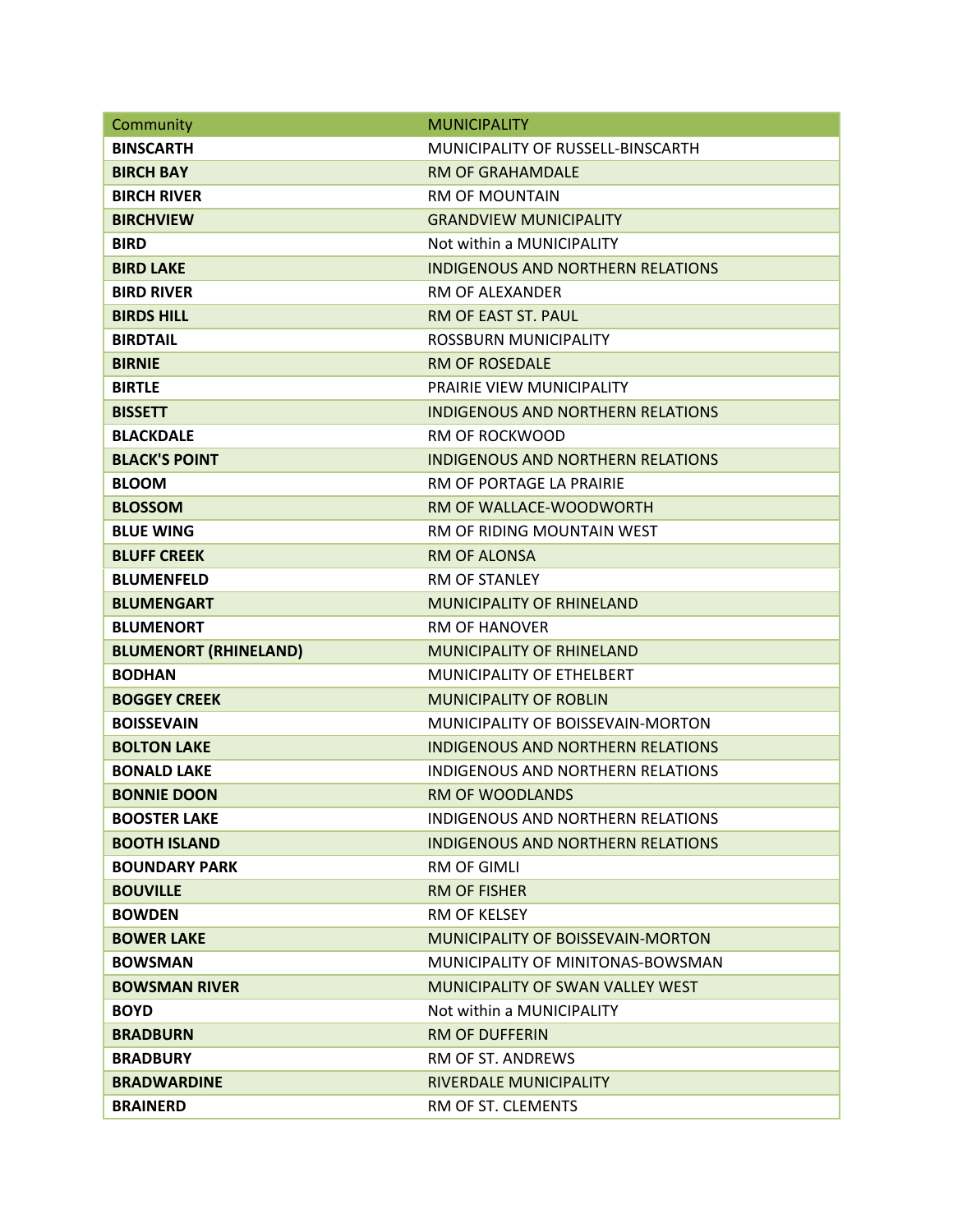| Community | MUNICIPALITY |
|---|---|
| **BINSCARTH** | MUNICIPALITY OF RUSSELL-BINSCARTH |
| **BIRCH BAY** | RM OF GRAHAMDALE |
| **BIRCH RIVER** | RM OF MOUNTAIN |
| **BIRCHVIEW** | GRANDVIEW MUNICIPALITY |
| **BIRD** | Not within a MUNICIPALITY |
| **BIRD LAKE** | INDIGENOUS AND NORTHERN RELATIONS |
| **BIRD RIVER** | RM OF ALEXANDER |
| **BIRDS HILL** | RM OF EAST ST. PAUL |
| **BIRDTAIL** | ROSSBURN MUNICIPALITY |
| **BIRNIE** | RM OF ROSEDALE |
| **BIRTLE** | PRAIRIE VIEW MUNICIPALITY |
| **BISSETT** | INDIGENOUS AND NORTHERN RELATIONS |
| **BLACKDALE** | RM OF ROCKWOOD |
| **BLACK'S POINT** | INDIGENOUS AND NORTHERN RELATIONS |
| **BLOOM** | RM OF PORTAGE LA PRAIRIE |
| **BLOSSOM** | RM OF WALLACE-WOODWORTH |
| **BLUE WING** | RM OF RIDING MOUNTAIN WEST |
| **BLUFF CREEK** | RM OF ALONSA |
| **BLUMENFELD** | RM OF STANLEY |
| **BLUMENGART** | MUNICIPALITY OF RHINELAND |
| **BLUMENORT** | RM OF HANOVER |
| **BLUMENORT (RHINELAND)** | MUNICIPALITY OF RHINELAND |
| **BODHAN** | MUNICIPALITY OF ETHELBERT |
| **BOGGEY CREEK** | MUNICIPALITY OF ROBLIN |
| **BOISSEVAIN** | MUNICIPALITY OF BOISSEVAIN-MORTON |
| **BOLTON LAKE** | INDIGENOUS AND NORTHERN RELATIONS |
| **BONALD LAKE** | INDIGENOUS AND NORTHERN RELATIONS |
| **BONNIE DOON** | RM OF WOODLANDS |
| **BOOSTER LAKE** | INDIGENOUS AND NORTHERN RELATIONS |
| **BOOTH ISLAND** | INDIGENOUS AND NORTHERN RELATIONS |
| **BOUNDARY PARK** | RM OF GIMLI |
| **BOUVILLE** | RM OF FISHER |
| **BOWDEN** | RM OF KELSEY |
| **BOWER LAKE** | MUNICIPALITY OF BOISSEVAIN-MORTON |
| **BOWSMAN** | MUNICIPALITY OF MINITONAS-BOWSMAN |
| **BOWSMAN RIVER** | MUNICIPALITY OF SWAN VALLEY WEST |
| **BOYD** | Not within a MUNICIPALITY |
| **BRADBURN** | RM OF DUFFERIN |
| **BRADBURY** | RM OF ST. ANDREWS |
| **BRADWARDINE** | RIVERDALE MUNICIPALITY |
| **BRAINERD** | RM OF ST. CLEMENTS |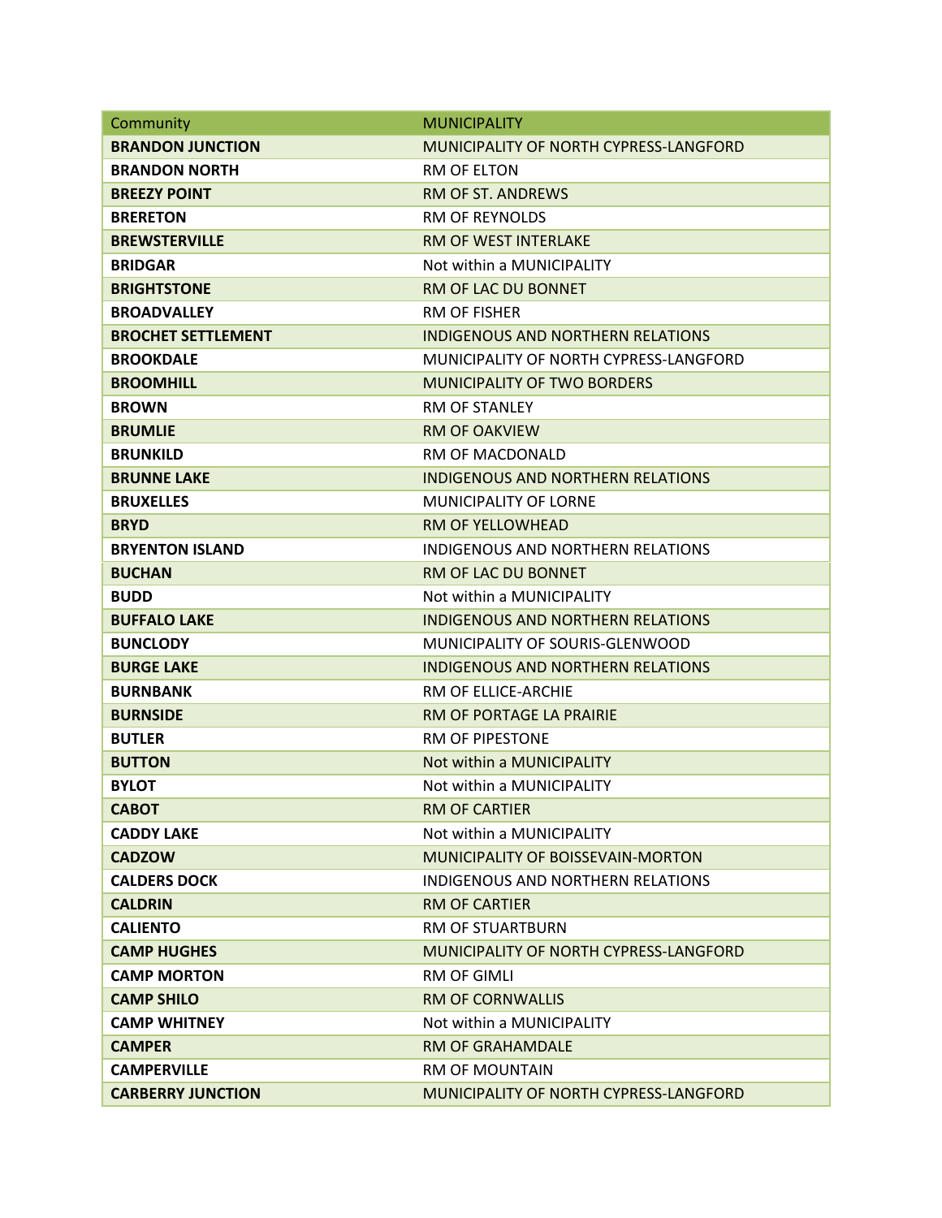| Community | MUNICIPALITY |
|---|---|
| **BRANDON JUNCTION** | MUNICIPALITY OF NORTH CYPRESS-LANGFORD |
| **BRANDON NORTH** | RM OF ELTON |
| **BREEZY POINT** | RM OF ST. ANDREWS |
| **BRERETON** | RM OF REYNOLDS |
| **BREWSTERVILLE** | RM OF WEST INTERLAKE |
| **BRIDGAR** | Not within a MUNICIPALITY |
| **BRIGHTSTONE** | RM OF LAC DU BONNET |
| **BROADVALLEY** | RM OF FISHER |
| **BROCHET SETTLEMENT** | INDIGENOUS AND NORTHERN RELATIONS |
| **BROOKDALE** | MUNICIPALITY OF NORTH CYPRESS-LANGFORD |
| **BROOMHILL** | MUNICIPALITY OF TWO BORDERS |
| **BROWN** | RM OF STANLEY |
| **BRUMLIE** | RM OF OAKVIEW |
| **BRUNKILD** | RM OF MACDONALD |
| **BRUNNE LAKE** | INDIGENOUS AND NORTHERN RELATIONS |
| **BRUXELLES** | MUNICIPALITY OF LORNE |
| **BRYD** | RM OF YELLOWHEAD |
| **BRYENTON ISLAND** | INDIGENOUS AND NORTHERN RELATIONS |
| **BUCHAN** | RM OF LAC DU BONNET |
| **BUDD** | Not within a MUNICIPALITY |
| **BUFFALO LAKE** | INDIGENOUS AND NORTHERN RELATIONS |
| **BUNCLODY** | MUNICIPALITY OF SOURIS-GLENWOOD |
| **BURGE LAKE** | INDIGENOUS AND NORTHERN RELATIONS |
| **BURNBANK** | RM OF ELLICE-ARCHIE |
| **BURNSIDE** | RM OF PORTAGE LA PRAIRIE |
| **BUTLER** | RM OF PIPESTONE |
| **BUTTON** | Not within a MUNICIPALITY |
| **BYLOT** | Not within a MUNICIPALITY |
| **CABOT** | RM OF CARTIER |
| **CADDY LAKE** | Not within a MUNICIPALITY |
| **CADZOW** | MUNICIPALITY OF BOISSEVAIN-MORTON |
| **CALDERS DOCK** | INDIGENOUS AND NORTHERN RELATIONS |
| **CALDRIN** | RM OF CARTIER |
| **CALIENTO** | RM OF STUARTBURN |
| **CAMP HUGHES** | MUNICIPALITY OF NORTH CYPRESS-LANGFORD |
| **CAMP MORTON** | RM OF GIMLI |
| **CAMP SHILO** | RM OF CORNWALLIS |
| **CAMP WHITNEY** | Not within a MUNICIPALITY |
| **CAMPER** | RM OF GRAHAMDALE |
| **CAMPERVILLE** | RM OF MOUNTAIN |
| **CARBERRY JUNCTION** | MUNICIPALITY OF NORTH CYPRESS-LANGFORD |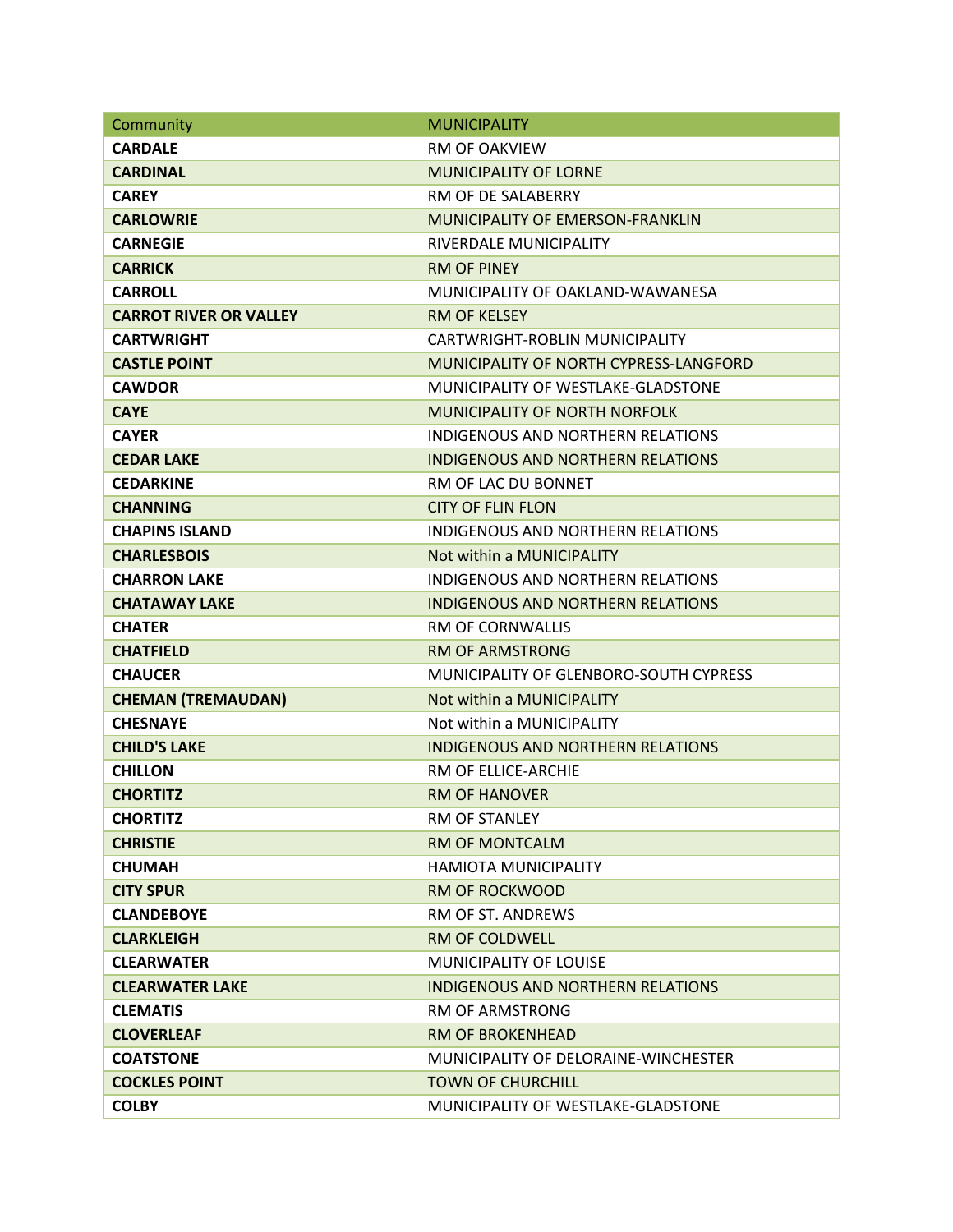| Community | MUNICIPALITY |
|---|---|
| **CARDALE** | RM OF OAKVIEW |
| **CARDINAL** | MUNICIPALITY OF LORNE |
| **CAREY** | RM OF DE SALABERRY |
| **CARLOWRIE** | MUNICIPALITY OF EMERSON-FRANKLIN |
| **CARNEGIE** | RIVERDALE MUNICIPALITY |
| **CARRICK** | RM OF PINEY |
| **CARROLL** | MUNICIPALITY OF OAKLAND-WAWANESA |
| **CARROT RIVER OR VALLEY** | RM OF KELSEY |
| **CARTWRIGHT** | CARTWRIGHT-ROBLIN MUNICIPALITY |
| **CASTLE POINT** | MUNICIPALITY OF NORTH CYPRESS-LANGFORD |
| **CAWDOR** | MUNICIPALITY OF WESTLAKE-GLADSTONE |
| **CAYE** | MUNICIPALITY OF NORTH NORFOLK |
| **CAYER** | INDIGENOUS AND NORTHERN RELATIONS |
| **CEDAR LAKE** | INDIGENOUS AND NORTHERN RELATIONS |
| **CEDARKINE** | RM OF LAC DU BONNET |
| **CHANNING** | CITY OF FLIN FLON |
| **CHAPINS ISLAND** | INDIGENOUS AND NORTHERN RELATIONS |
| **CHARLESBOIS** | Not within a MUNICIPALITY |
| **CHARRON LAKE** | INDIGENOUS AND NORTHERN RELATIONS |
| **CHATAWAY LAKE** | INDIGENOUS AND NORTHERN RELATIONS |
| **CHATER** | RM OF CORNWALLIS |
| **CHATFIELD** | RM OF ARMSTRONG |
| **CHAUCER** | MUNICIPALITY OF GLENBORO-SOUTH CYPRESS |
| **CHEMAN (TREMAUDAN)** | Not within a MUNICIPALITY |
| **CHESNAYE** | Not within a MUNICIPALITY |
| **CHILD'S LAKE** | INDIGENOUS AND NORTHERN RELATIONS |
| **CHILLON** | RM OF ELLICE-ARCHIE |
| **CHORTITZ** | RM OF HANOVER |
| **CHORTITZ** | RM OF STANLEY |
| **CHRISTIE** | RM OF MONTCALM |
| **CHUMAH** | HAMIOTA MUNICIPALITY |
| **CITY SPUR** | RM OF ROCKWOOD |
| **CLANDEBOYE** | RM OF ST. ANDREWS |
| **CLARKLEIGH** | RM OF COLDWELL |
| **CLEARWATER** | MUNICIPALITY OF LOUISE |
| **CLEARWATER LAKE** | INDIGENOUS AND NORTHERN RELATIONS |
| **CLEMATIS** | RM OF ARMSTRONG |
| **CLOVERLEAF** | RM OF BROKENHEAD |
| **COATSTONE** | MUNICIPALITY OF DELORAINE-WINCHESTER |
| **COCKLES POINT** | TOWN OF CHURCHILL |
| **COLBY** | MUNICIPALITY OF WESTLAKE-GLADSTONE |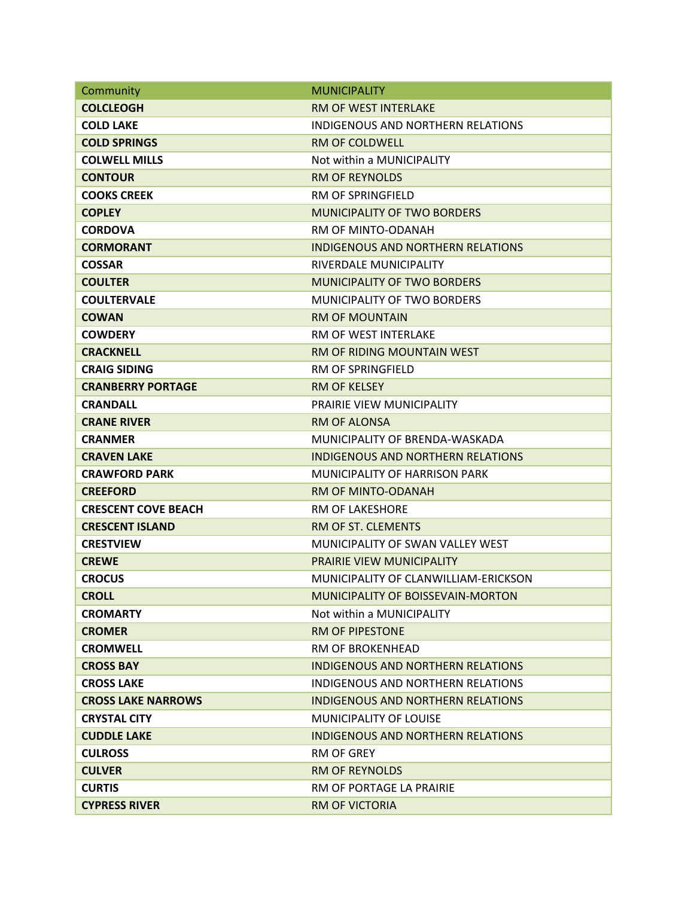| Community | MUNICIPALITY |
|---|---|
| **COLCLEOGH** | RM OF WEST INTERLAKE |
| **COLD LAKE** | INDIGENOUS AND NORTHERN RELATIONS |
| **COLD SPRINGS** | RM OF COLDWELL |
| **COLWELL MILLS** | Not within a MUNICIPALITY |
| **CONTOUR** | RM OF REYNOLDS |
| **COOKS CREEK** | RM OF SPRINGFIELD |
| **COPLEY** | MUNICIPALITY OF TWO BORDERS |
| **CORDOVA** | RM OF MINTO-ODANAH |
| **CORMORANT** | INDIGENOUS AND NORTHERN RELATIONS |
| **COSSAR** | RIVERDALE MUNICIPALITY |
| **COULTER** | MUNICIPALITY OF TWO BORDERS |
| **COULTERVALE** | MUNICIPALITY OF TWO BORDERS |
| **COWAN** | RM OF MOUNTAIN |
| **COWDERY** | RM OF WEST INTERLAKE |
| **CRACKNELL** | RM OF RIDING MOUNTAIN WEST |
| **CRAIG SIDING** | RM OF SPRINGFIELD |
| **CRANBERRY PORTAGE** | RM OF KELSEY |
| **CRANDALL** | PRAIRIE VIEW MUNICIPALITY |
| **CRANE RIVER** | RM OF ALONSA |
| **CRANMER** | MUNICIPALITY OF BRENDA-WASKADA |
| **CRAVEN LAKE** | INDIGENOUS AND NORTHERN RELATIONS |
| **CRAWFORD PARK** | MUNICIPALITY OF HARRISON PARK |
| **CREEFORD** | RM OF MINTO-ODANAH |
| **CRESCENT COVE BEACH** | RM OF LAKESHORE |
| **CRESCENT ISLAND** | RM OF ST. CLEMENTS |
| **CRESTVIEW** | MUNICIPALITY OF SWAN VALLEY WEST |
| **CREWE** | PRAIRIE VIEW MUNICIPALITY |
| **CROCUS** | MUNICIPALITY OF CLANWILLIAM-ERICKSON |
| **CROLL** | MUNICIPALITY OF BOISSEVAIN-MORTON |
| **CROMARTY** | Not within a MUNICIPALITY |
| **CROMER** | RM OF PIPESTONE |
| **CROMWELL** | RM OF BROKENHEAD |
| **CROSS BAY** | INDIGENOUS AND NORTHERN RELATIONS |
| **CROSS LAKE** | INDIGENOUS AND NORTHERN RELATIONS |
| **CROSS LAKE NARROWS** | INDIGENOUS AND NORTHERN RELATIONS |
| **CRYSTAL CITY** | MUNICIPALITY OF LOUISE |
| **CUDDLE LAKE** | INDIGENOUS AND NORTHERN RELATIONS |
| **CULROSS** | RM OF GREY |
| **CULVER** | RM OF REYNOLDS |
| **CURTIS** | RM OF PORTAGE LA PRAIRIE |
| **CYPRESS RIVER** | RM OF VICTORIA |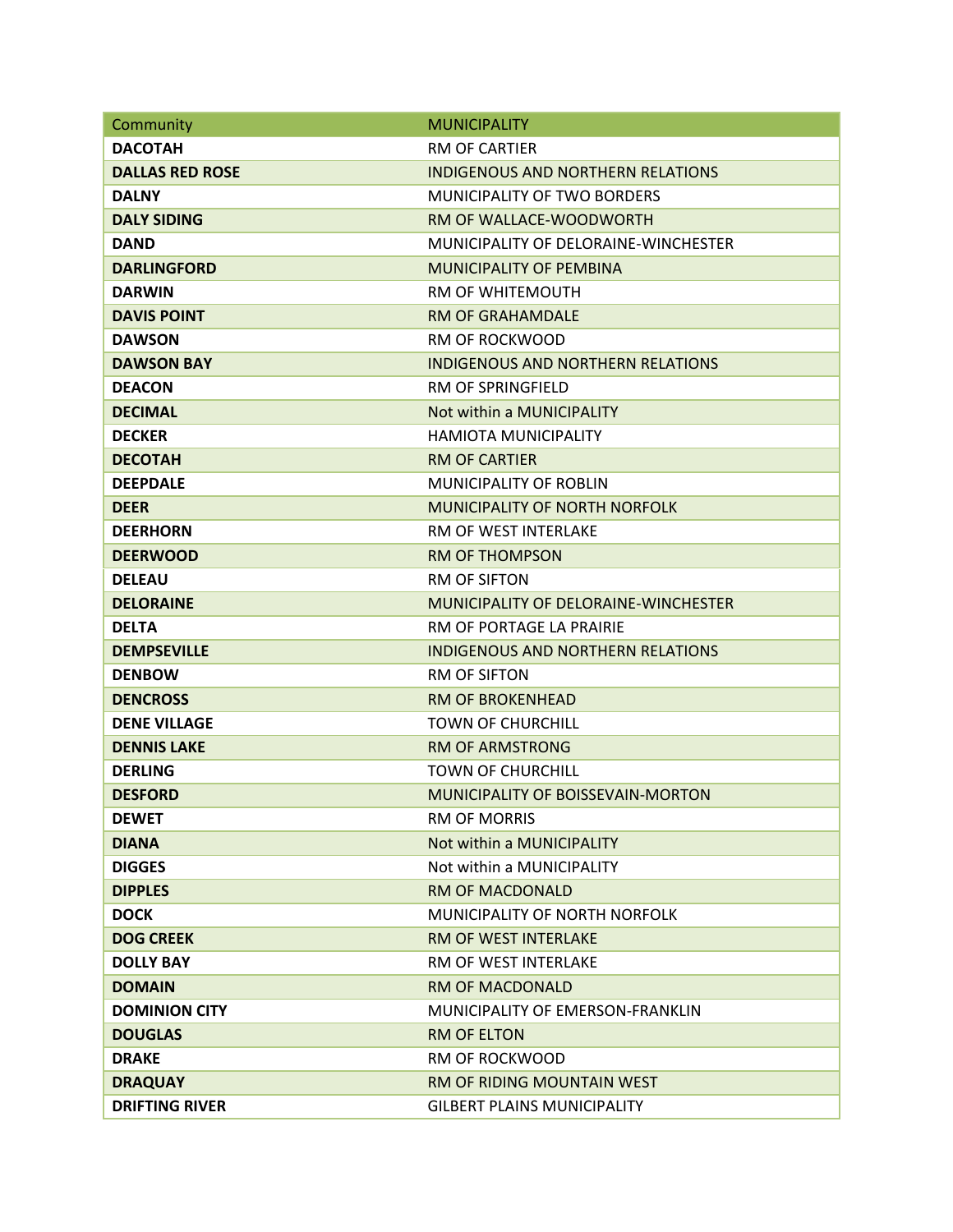| Community | MUNICIPALITY |
| --- | --- |
| **DACOTAH** | RM OF CARTIER |
| **DALLAS RED ROSE** | INDIGENOUS AND NORTHERN RELATIONS |
| **DALNY** | MUNICIPALITY OF TWO BORDERS |
| **DALY SIDING** | RM OF WALLACE-WOODWORTH |
| **DAND** | MUNICIPALITY OF DELORAINE-WINCHESTER |
| **DARLINGFORD** | MUNICIPALITY OF PEMBINA |
| **DARWIN** | RM OF WHITEMOUTH |
| **DAVIS POINT** | RM OF GRAHAMDALE |
| **DAWSON** | RM OF ROCKWOOD |
| **DAWSON BAY** | INDIGENOUS AND NORTHERN RELATIONS |
| **DEACON** | RM OF SPRINGFIELD |
| **DECIMAL** | Not within a MUNICIPALITY |
| **DECKER** | HAMIOTA MUNICIPALITY |
| **DECOTAH** | RM OF CARTIER |
| **DEEPDALE** | MUNICIPALITY OF ROBLIN |
| **DEER** | MUNICIPALITY OF NORTH NORFOLK |
| **DEERHORN** | RM OF WEST INTERLAKE |
| **DEERWOOD** | RM OF THOMPSON |
| **DELEAU** | RM OF SIFTON |
| **DELORAINE** | MUNICIPALITY OF DELORAINE-WINCHESTER |
| **DELTA** | RM OF PORTAGE LA PRAIRIE |
| **DEMPSEVILLE** | INDIGENOUS AND NORTHERN RELATIONS |
| **DENBOW** | RM OF SIFTON |
| **DENCROSS** | RM OF BROKENHEAD |
| **DENE VILLAGE** | TOWN OF CHURCHILL |
| **DENNIS LAKE** | RM OF ARMSTRONG |
| **DERLING** | TOWN OF CHURCHILL |
| **DESFORD** | MUNICIPALITY OF BOISSEVAIN-MORTON |
| **DEWET** | RM OF MORRIS |
| **DIANA** | Not within a MUNICIPALITY |
| **DIGGES** | Not within a MUNICIPALITY |
| **DIPPLES** | RM OF MACDONALD |
| **DOCK** | MUNICIPALITY OF NORTH NORFOLK |
| **DOG CREEK** | RM OF WEST INTERLAKE |
| **DOLLY BAY** | RM OF WEST INTERLAKE |
| **DOMAIN** | RM OF MACDONALD |
| **DOMINION CITY** | MUNICIPALITY OF EMERSON-FRANKLIN |
| **DOUGLAS** | RM OF ELTON |
| **DRAKE** | RM OF ROCKWOOD |
| **DRAQUAY** | RM OF RIDING MOUNTAIN WEST |
| **DRIFTING RIVER** | GILBERT PLAINS MUNICIPALITY |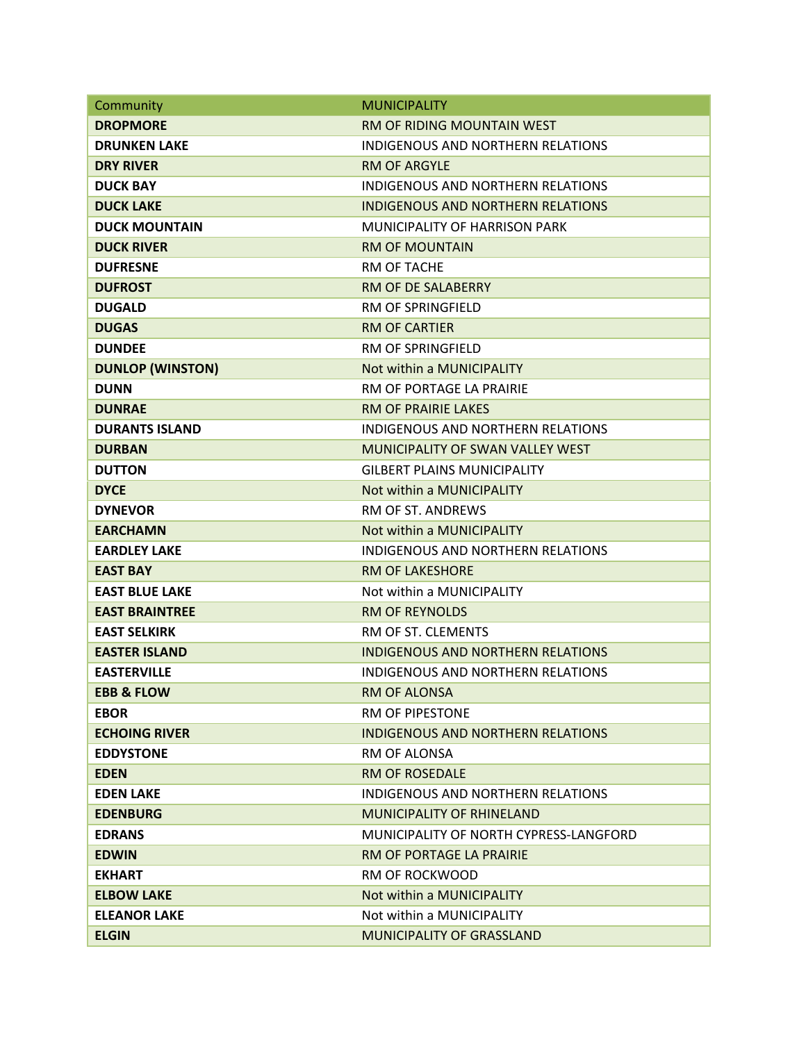| Community | MUNICIPALITY |
| --- | --- |
| **DROPMORE** | RM OF RIDING MOUNTAIN WEST |
| **DRUNKEN LAKE** | INDIGENOUS AND NORTHERN RELATIONS |
| **DRY RIVER** | RM OF ARGYLE |
| **DUCK BAY** | INDIGENOUS AND NORTHERN RELATIONS |
| **DUCK LAKE** | INDIGENOUS AND NORTHERN RELATIONS |
| **DUCK MOUNTAIN** | MUNICIPALITY OF HARRISON PARK |
| **DUCK RIVER** | RM OF MOUNTAIN |
| **DUFRESNE** | RM OF TACHE |
| **DUFROST** | RM OF DE SALABERRY |
| **DUGALD** | RM OF SPRINGFIELD |
| **DUGAS** | RM OF CARTIER |
| **DUNDEE** | RM OF SPRINGFIELD |
| **DUNLOP (WINSTON)** | Not within a MUNICIPALITY |
| **DUNN** | RM OF PORTAGE LA PRAIRIE |
| **DUNRAE** | RM OF PRAIRIE LAKES |
| **DURANTS ISLAND** | INDIGENOUS AND NORTHERN RELATIONS |
| **DURBAN** | MUNICIPALITY OF SWAN VALLEY WEST |
| **DUTTON** | GILBERT PLAINS MUNICIPALITY |
| **DYCE** | Not within a MUNICIPALITY |
| **DYNEVOR** | RM OF ST. ANDREWS |
| **EARCHAMN** | Not within a MUNICIPALITY |
| **EARDLEY LAKE** | INDIGENOUS AND NORTHERN RELATIONS |
| **EAST BAY** | RM OF LAKESHORE |
| **EAST BLUE LAKE** | Not within a MUNICIPALITY |
| **EAST BRAINTREE** | RM OF REYNOLDS |
| **EAST SELKIRK** | RM OF ST. CLEMENTS |
| **EASTER ISLAND** | INDIGENOUS AND NORTHERN RELATIONS |
| **EASTERVILLE** | INDIGENOUS AND NORTHERN RELATIONS |
| **EBB & FLOW** | RM OF ALONSA |
| **EBOR** | RM OF PIPESTONE |
| **ECHOING RIVER** | INDIGENOUS AND NORTHERN RELATIONS |
| **EDDYSTONE** | RM OF ALONSA |
| **EDEN** | RM OF ROSEDALE |
| **EDEN LAKE** | INDIGENOUS AND NORTHERN RELATIONS |
| **EDENBURG** | MUNICIPALITY OF RHINELAND |
| **EDRANS** | MUNICIPALITY OF NORTH CYPRESS-LANGFORD |
| **EDWIN** | RM OF PORTAGE LA PRAIRIE |
| **EKHART** | RM OF ROCKWOOD |
| **ELBOW LAKE** | Not within a MUNICIPALITY |
| **ELEANOR LAKE** | Not within a MUNICIPALITY |
| **ELGIN** | MUNICIPALITY OF GRASSLAND |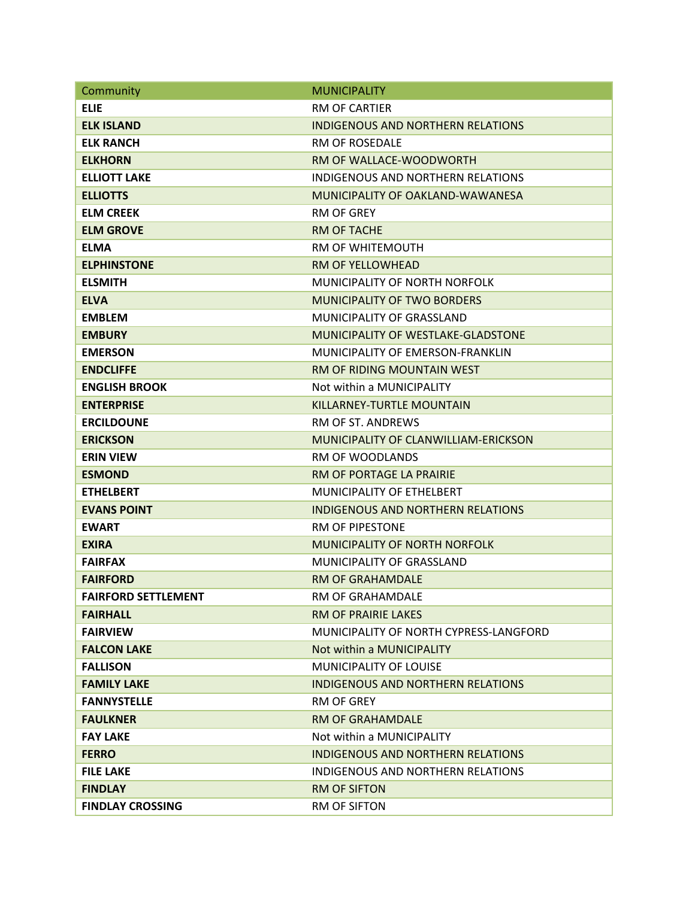| Community | MUNICIPALITY |
|---|---|
| **ELIE** | RM OF CARTIER |
| **ELK ISLAND** | INDIGENOUS AND NORTHERN RELATIONS |
| **ELK RANCH** | RM OF ROSEDALE |
| **ELKHORN** | RM OF WALLACE-WOODWORTH |
| **ELLIOTT LAKE** | INDIGENOUS AND NORTHERN RELATIONS |
| **ELLIOTTS** | MUNICIPALITY OF OAKLAND-WAWANESA |
| **ELM CREEK** | RM OF GREY |
| **ELM GROVE** | RM OF TACHE |
| **ELMA** | RM OF WHITEMOUTH |
| **ELPHINSTONE** | RM OF YELLOWHEAD |
| **ELSMITH** | MUNICIPALITY OF NORTH NORFOLK |
| **ELVA** | MUNICIPALITY OF TWO BORDERS |
| **EMBLEM** | MUNICIPALITY OF GRASSLAND |
| **EMBURY** | MUNICIPALITY OF WESTLAKE-GLADSTONE |
| **EMERSON** | MUNICIPALITY OF EMERSON-FRANKLIN |
| **ENDCLIFFE** | RM OF RIDING MOUNTAIN WEST |
| **ENGLISH BROOK** | Not within a MUNICIPALITY |
| **ENTERPRISE** | KILLARNEY-TURTLE MOUNTAIN |
| **ERCILDOUNE** | RM OF ST. ANDREWS |
| **ERICKSON** | MUNICIPALITY OF CLANWILLIAM-ERICKSON |
| **ERIN VIEW** | RM OF WOODLANDS |
| **ESMOND** | RM OF PORTAGE LA PRAIRIE |
| **ETHELBERT** | MUNICIPALITY OF ETHELBERT |
| **EVANS POINT** | INDIGENOUS AND NORTHERN RELATIONS |
| **EWART** | RM OF PIPESTONE |
| **EXIRA** | MUNICIPALITY OF NORTH NORFOLK |
| **FAIRFAX** | MUNICIPALITY OF GRASSLAND |
| **FAIRFORD** | RM OF GRAHAMDALE |
| **FAIRFORD SETTLEMENT** | RM OF GRAHAMDALE |
| **FAIRHALL** | RM OF PRAIRIE LAKES |
| **FAIRVIEW** | MUNICIPALITY OF NORTH CYPRESS-LANGFORD |
| **FALCON LAKE** | Not within a MUNICIPALITY |
| **FALLISON** | MUNICIPALITY OF LOUISE |
| **FAMILY LAKE** | INDIGENOUS AND NORTHERN RELATIONS |
| **FANNYSTELLE** | RM OF GREY |
| **FAULKNER** | RM OF GRAHAMDALE |
| **FAY LAKE** | Not within a MUNICIPALITY |
| **FERRO** | INDIGENOUS AND NORTHERN RELATIONS |
| **FILE LAKE** | INDIGENOUS AND NORTHERN RELATIONS |
| **FINDLAY** | RM OF SIFTON |
| **FINDLAY CROSSING** | RM OF SIFTON |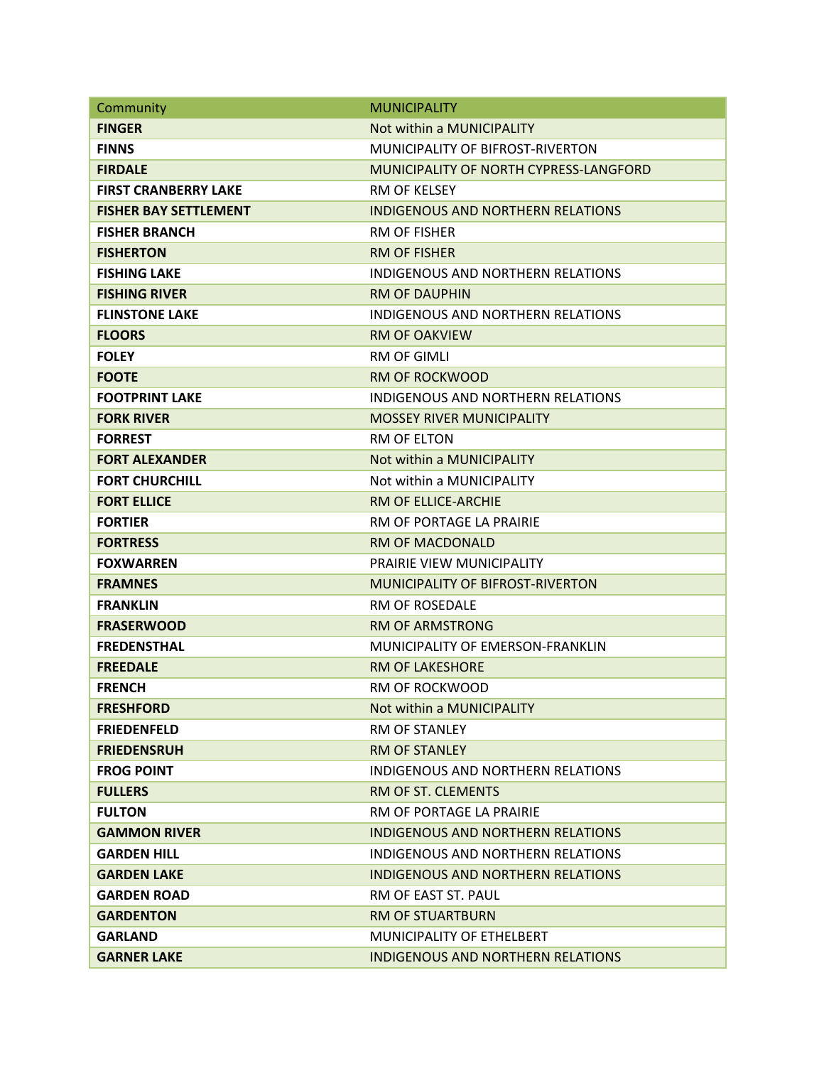| Community | MUNICIPALITY |
|---|---|
| **FINGER** | Not within a MUNICIPALITY |
| **FINNS** | MUNICIPALITY OF BIFROST-RIVERTON |
| **FIRDALE** | MUNICIPALITY OF NORTH CYPRESS-LANGFORD |
| **FIRST CRANBERRY LAKE** | RM OF KELSEY |
| **FISHER BAY SETTLEMENT** | INDIGENOUS AND NORTHERN RELATIONS |
| **FISHER BRANCH** | RM OF FISHER |
| **FISHERTON** | RM OF FISHER |
| **FISHING LAKE** | INDIGENOUS AND NORTHERN RELATIONS |
| **FISHING RIVER** | RM OF DAUPHIN |
| **FLINSTONE LAKE** | INDIGENOUS AND NORTHERN RELATIONS |
| **FLOORS** | RM OF OAKVIEW |
| **FOLEY** | RM OF GIMLI |
| **FOOTE** | RM OF ROCKWOOD |
| **FOOTPRINT LAKE** | INDIGENOUS AND NORTHERN RELATIONS |
| **FORK RIVER** | MOSSEY RIVER MUNICIPALITY |
| **FORREST** | RM OF ELTON |
| **FORT ALEXANDER** | Not within a MUNICIPALITY |
| **FORT CHURCHILL** | Not within a MUNICIPALITY |
| **FORT ELLICE** | RM OF ELLICE-ARCHIE |
| **FORTIER** | RM OF PORTAGE LA PRAIRIE |
| **FORTRESS** | RM OF MACDONALD |
| **FOXWARREN** | PRAIRIE VIEW MUNICIPALITY |
| **FRAMNES** | MUNICIPALITY OF BIFROST-RIVERTON |
| **FRANKLIN** | RM OF ROSEDALE |
| **FRASERWOOD** | RM OF ARMSTRONG |
| **FREDENSTHAL** | MUNICIPALITY OF EMERSON-FRANKLIN |
| **FREEDALE** | RM OF LAKESHORE |
| **FRENCH** | RM OF ROCKWOOD |
| **FRESHFORD** | Not within a MUNICIPALITY |
| **FRIEDENFELD** | RM OF STANLEY |
| **FRIEDENSRUH** | RM OF STANLEY |
| **FROG POINT** | INDIGENOUS AND NORTHERN RELATIONS |
| **FULLERS** | RM OF ST. CLEMENTS |
| **FULTON** | RM OF PORTAGE LA PRAIRIE |
| **GAMMON RIVER** | INDIGENOUS AND NORTHERN RELATIONS |
| **GARDEN HILL** | INDIGENOUS AND NORTHERN RELATIONS |
| **GARDEN LAKE** | INDIGENOUS AND NORTHERN RELATIONS |
| **GARDEN ROAD** | RM OF EAST ST. PAUL |
| **GARDENTON** | RM OF STUARTBURN |
| **GARLAND** | MUNICIPALITY OF ETHELBERT |
| **GARNER LAKE** | INDIGENOUS AND NORTHERN RELATIONS |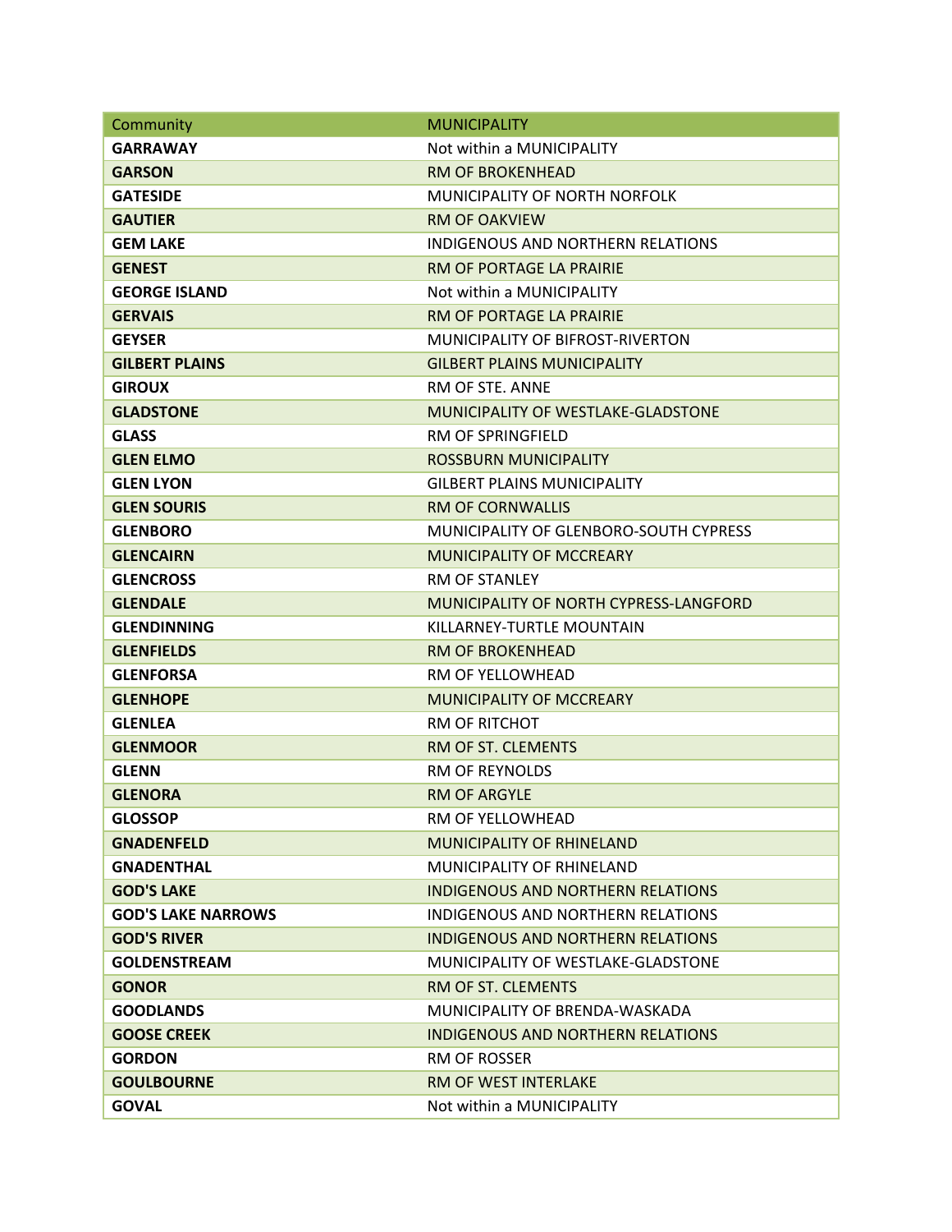| Community | MUNICIPALITY |
| --- | --- |
| **GARRAWAY** | Not within a MUNICIPALITY |
| **GARSON** | RM OF BROKENHEAD |
| **GATESIDE** | MUNICIPALITY OF NORTH NORFOLK |
| **GAUTIER** | RM OF OAKVIEW |
| **GEM LAKE** | INDIGENOUS AND NORTHERN RELATIONS |
| **GENEST** | RM OF PORTAGE LA PRAIRIE |
| **GEORGE ISLAND** | Not within a MUNICIPALITY |
| **GERVAIS** | RM OF PORTAGE LA PRAIRIE |
| **GEYSER** | MUNICIPALITY OF BIFROST-RIVERTON |
| **GILBERT PLAINS** | GILBERT PLAINS MUNICIPALITY |
| **GIROUX** | RM OF STE. ANNE |
| **GLADSTONE** | MUNICIPALITY OF WESTLAKE-GLADSTONE |
| **GLASS** | RM OF SPRINGFIELD |
| **GLEN ELMO** | ROSSBURN MUNICIPALITY |
| **GLEN LYON** | GILBERT PLAINS MUNICIPALITY |
| **GLEN SOURIS** | RM OF CORNWALLIS |
| **GLENBORO** | MUNICIPALITY OF GLENBORO-SOUTH CYPRESS |
| **GLENCAIRN** | MUNICIPALITY OF MCCREARY |
| **GLENCROSS** | RM OF STANLEY |
| **GLENDALE** | MUNICIPALITY OF NORTH CYPRESS-LANGFORD |
| **GLENDINNING** | KILLARNEY-TURTLE MOUNTAIN |
| **GLENFIELDS** | RM OF BROKENHEAD |
| **GLENFORSA** | RM OF YELLOWHEAD |
| **GLENHOPE** | MUNICIPALITY OF MCCREARY |
| **GLENLEA** | RM OF RITCHOT |
| **GLENMOOR** | RM OF ST. CLEMENTS |
| **GLENN** | RM OF REYNOLDS |
| **GLENORA** | RM OF ARGYLE |
| **GLOSSOP** | RM OF YELLOWHEAD |
| **GNADENFELD** | MUNICIPALITY OF RHINELAND |
| **GNADENTHAL** | MUNICIPALITY OF RHINELAND |
| **GOD'S LAKE** | INDIGENOUS AND NORTHERN RELATIONS |
| **GOD'S LAKE NARROWS** | INDIGENOUS AND NORTHERN RELATIONS |
| **GOD'S RIVER** | INDIGENOUS AND NORTHERN RELATIONS |
| **GOLDENSTREAM** | MUNICIPALITY OF WESTLAKE-GLADSTONE |
| **GONOR** | RM OF ST. CLEMENTS |
| **GOODLANDS** | MUNICIPALITY OF BRENDA-WASKADA |
| **GOOSE CREEK** | INDIGENOUS AND NORTHERN RELATIONS |
| **GORDON** | RM OF ROSSER |
| **GOULBOURNE** | RM OF WEST INTERLAKE |
| **GOVAL** | Not within a MUNICIPALITY |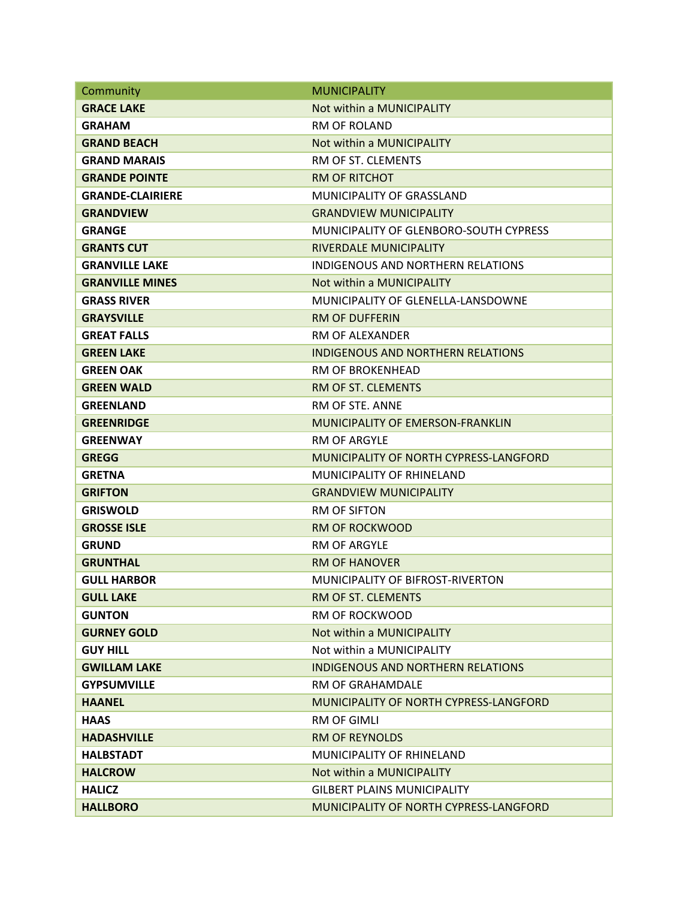| Community | MUNICIPALITY |
|---|---|
| **GRACE LAKE** | Not within a MUNICIPALITY |
| **GRAHAM** | RM OF ROLAND |
| **GRAND BEACH** | Not within a MUNICIPALITY |
| **GRAND MARAIS** | RM OF ST. CLEMENTS |
| **GRANDE POINTE** | RM OF RITCHOT |
| **GRANDE-CLAIRIERE** | MUNICIPALITY OF GRASSLAND |
| **GRANDVIEW** | GRANDVIEW MUNICIPALITY |
| **GRANGE** | MUNICIPALITY OF GLENBORO-SOUTH CYPRESS |
| **GRANTS CUT** | RIVERDALE MUNICIPALITY |
| **GRANVILLE LAKE** | INDIGENOUS AND NORTHERN RELATIONS |
| **GRANVILLE MINES** | Not within a MUNICIPALITY |
| **GRASS RIVER** | MUNICIPALITY OF GLENELLA-LANSDOWNE |
| **GRAYSVILLE** | RM OF DUFFERIN |
| **GREAT FALLS** | RM OF ALEXANDER |
| **GREEN LAKE** | INDIGENOUS AND NORTHERN RELATIONS |
| **GREEN OAK** | RM OF BROKENHEAD |
| **GREEN WALD** | RM OF ST. CLEMENTS |
| **GREENLAND** | RM OF STE. ANNE |
| **GREENRIDGE** | MUNICIPALITY OF EMERSON-FRANKLIN |
| **GREENWAY** | RM OF ARGYLE |
| **GREGG** | MUNICIPALITY OF NORTH CYPRESS-LANGFORD |
| **GRETNA** | MUNICIPALITY OF RHINELAND |
| **GRIFTON** | GRANDVIEW MUNICIPALITY |
| **GRISWOLD** | RM OF SIFTON |
| **GROSSE ISLE** | RM OF ROCKWOOD |
| **GRUND** | RM OF ARGYLE |
| **GRUNTHAL** | RM OF HANOVER |
| **GULL HARBOR** | MUNICIPALITY OF BIFROST-RIVERTON |
| **GULL LAKE** | RM OF ST. CLEMENTS |
| **GUNTON** | RM OF ROCKWOOD |
| **GURNEY GOLD** | Not within a MUNICIPALITY |
| **GUY HILL** | Not within a MUNICIPALITY |
| **GWILLAM LAKE** | INDIGENOUS AND NORTHERN RELATIONS |
| **GYPSUMVILLE** | RM OF GRAHAMDALE |
| **HAANEL** | MUNICIPALITY OF NORTH CYPRESS-LANGFORD |
| **HAAS** | RM OF GIMLI |
| **HADASHVILLE** | RM OF REYNOLDS |
| **HALBSTADT** | MUNICIPALITY OF RHINELAND |
| **HALCROW** | Not within a MUNICIPALITY |
| **HALICZ** | GILBERT PLAINS MUNICIPALITY |
| **HALLBORO** | MUNICIPALITY OF NORTH CYPRESS-LANGFORD |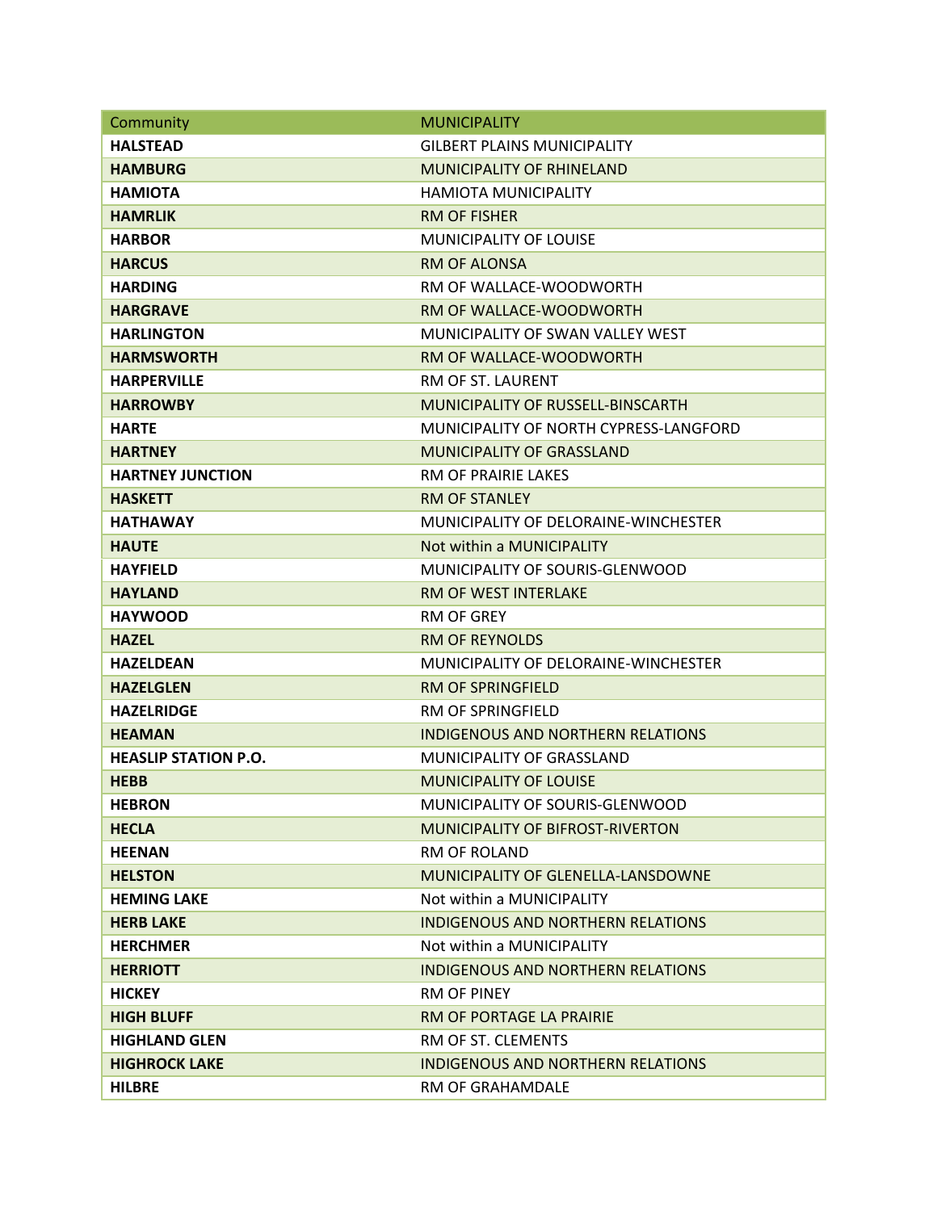| Community | MUNICIPALITY |
| --- | --- |
| **HALSTEAD** | GILBERT PLAINS MUNICIPALITY |
| **HAMBURG** | MUNICIPALITY OF RHINELAND |
| **HAMIOTA** | HAMIOTA MUNICIPALITY |
| **HAMRLIK** | RM OF FISHER |
| **HARBOR** | MUNICIPALITY OF LOUISE |
| **HARCUS** | RM OF ALONSA |
| **HARDING** | RM OF WALLACE-WOODWORTH |
| **HARGRAVE** | RM OF WALLACE-WOODWORTH |
| **HARLINGTON** | MUNICIPALITY OF SWAN VALLEY WEST |
| **HARMSWORTH** | RM OF WALLACE-WOODWORTH |
| **HARPERVILLE** | RM OF ST. LAURENT |
| **HARROWBY** | MUNICIPALITY OF RUSSELL-BINSCARTH |
| **HARTE** | MUNICIPALITY OF NORTH CYPRESS-LANGFORD |
| **HARTNEY** | MUNICIPALITY OF GRASSLAND |
| **HARTNEY JUNCTION** | RM OF PRAIRIE LAKES |
| **HASKETT** | RM OF STANLEY |
| **HATHAWAY** | MUNICIPALITY OF DELORAINE-WINCHESTER |
| **HAUTE** | Not within a MUNICIPALITY |
| **HAYFIELD** | MUNICIPALITY OF SOURIS-GLENWOOD |
| **HAYLAND** | RM OF WEST INTERLAKE |
| **HAYWOOD** | RM OF GREY |
| **HAZEL** | RM OF REYNOLDS |
| **HAZELDEAN** | MUNICIPALITY OF DELORAINE-WINCHESTER |
| **HAZELGLEN** | RM OF SPRINGFIELD |
| **HAZELRIDGE** | RM OF SPRINGFIELD |
| **HEAMAN** | INDIGENOUS AND NORTHERN RELATIONS |
| **HEASLIP STATION P.O.** | MUNICIPALITY OF GRASSLAND |
| **HEBB** | MUNICIPALITY OF LOUISE |
| **HEBRON** | MUNICIPALITY OF SOURIS-GLENWOOD |
| **HECLA** | MUNICIPALITY OF BIFROST-RIVERTON |
| **HEENAN** | RM OF ROLAND |
| **HELSTON** | MUNICIPALITY OF GLENELLA-LANSDOWNE |
| **HEMING LAKE** | Not within a MUNICIPALITY |
| **HERB LAKE** | INDIGENOUS AND NORTHERN RELATIONS |
| **HERCHMER** | Not within a MUNICIPALITY |
| **HERRIOTT** | INDIGENOUS AND NORTHERN RELATIONS |
| **HICKEY** | RM OF PINEY |
| **HIGH BLUFF** | RM OF PORTAGE LA PRAIRIE |
| **HIGHLAND GLEN** | RM OF ST. CLEMENTS |
| **HIGHROCK LAKE** | INDIGENOUS AND NORTHERN RELATIONS |
| **HILBRE** | RM OF GRAHAMDALE |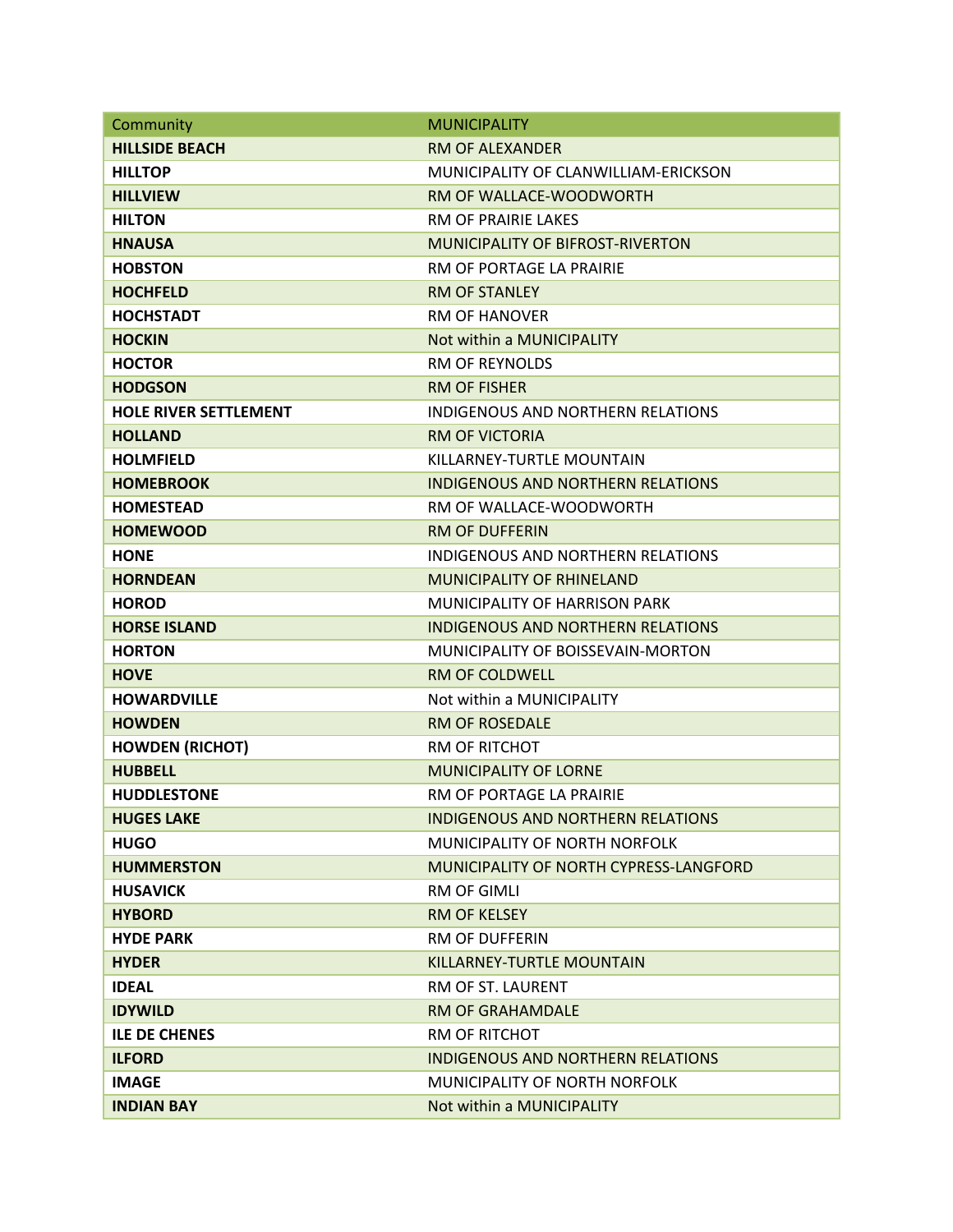| Community | MUNICIPALITY |
| --- | --- |
| **HILLSIDE BEACH** | RM OF ALEXANDER |
| **HILLTOP** | MUNICIPALITY OF CLANWILLIAM-ERICKSON |
| **HILLVIEW** | RM OF WALLACE-WOODWORTH |
| **HILTON** | RM OF PRAIRIE LAKES |
| **HNAUSA** | MUNICIPALITY OF BIFROST-RIVERTON |
| **HOBSTON** | RM OF PORTAGE LA PRAIRIE |
| **HOCHFELD** | RM OF STANLEY |
| **HOCHSTADT** | RM OF HANOVER |
| **HOCKIN** | Not within a MUNICIPALITY |
| **HOCTOR** | RM OF REYNOLDS |
| **HODGSON** | RM OF FISHER |
| **HOLE RIVER SETTLEMENT** | INDIGENOUS AND NORTHERN RELATIONS |
| **HOLLAND** | RM OF VICTORIA |
| **HOLMFIELD** | KILLARNEY-TURTLE MOUNTAIN |
| **HOMEBROOK** | INDIGENOUS AND NORTHERN RELATIONS |
| **HOMESTEAD** | RM OF WALLACE-WOODWORTH |
| **HOMEWOOD** | RM OF DUFFERIN |
| **HONE** | INDIGENOUS AND NORTHERN RELATIONS |
| **HORNDEAN** | MUNICIPALITY OF RHINELAND |
| **HOROD** | MUNICIPALITY OF HARRISON PARK |
| **HORSE ISLAND** | INDIGENOUS AND NORTHERN RELATIONS |
| **HORTON** | MUNICIPALITY OF BOISSEVAIN-MORTON |
| **HOVE** | RM OF COLDWELL |
| **HOWARDVILLE** | Not within a MUNICIPALITY |
| **HOWDEN** | RM OF ROSEDALE |
| **HOWDEN (RICHOT)** | RM OF RITCHOT |
| **HUBBELL** | MUNICIPALITY OF LORNE |
| **HUDDLESTONE** | RM OF PORTAGE LA PRAIRIE |
| **HUGES LAKE** | INDIGENOUS AND NORTHERN RELATIONS |
| **HUGO** | MUNICIPALITY OF NORTH NORFOLK |
| **HUMMERSTON** | MUNICIPALITY OF NORTH CYPRESS-LANGFORD |
| **HUSAVICK** | RM OF GIMLI |
| **HYBORD** | RM OF KELSEY |
| **HYDE PARK** | RM OF DUFFERIN |
| **HYDER** | KILLARNEY-TURTLE MOUNTAIN |
| **IDEAL** | RM OF ST. LAURENT |
| **IDYWILD** | RM OF GRAHAMDALE |
| **ILE DE CHENES** | RM OF RITCHOT |
| **ILFORD** | INDIGENOUS AND NORTHERN RELATIONS |
| **IMAGE** | MUNICIPALITY OF NORTH NORFOLK |
| **INDIAN BAY** | Not within a MUNICIPALITY |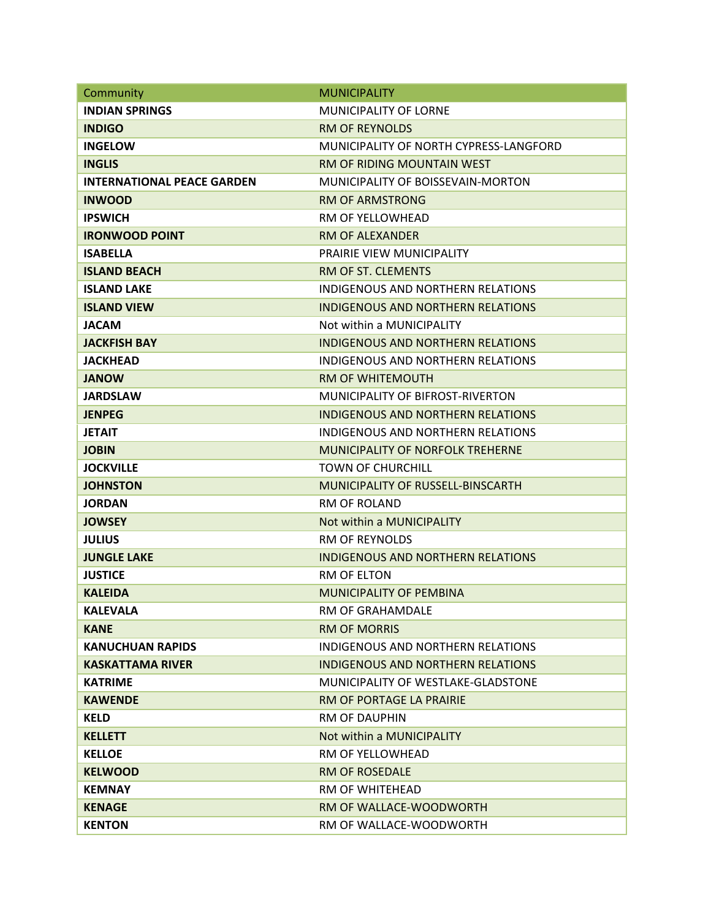| Community | MUNICIPALITY |
|---|---|
| **INDIAN SPRINGS** | MUNICIPALITY OF LORNE |
| **INDIGO** | RM OF REYNOLDS |
| **INGELOW** | MUNICIPALITY OF NORTH CYPRESS-LANGFORD |
| **INGLIS** | RM OF RIDING MOUNTAIN WEST |
| **INTERNATIONAL PEACE GARDEN** | MUNICIPALITY OF BOISSEVAIN-MORTON |
| **INWOOD** | RM OF ARMSTRONG |
| **IPSWICH** | RM OF YELLOWHEAD |
| **IRONWOOD POINT** | RM OF ALEXANDER |
| **ISABELLA** | PRAIRIE VIEW MUNICIPALITY |
| **ISLAND BEACH** | RM OF ST. CLEMENTS |
| **ISLAND LAKE** | INDIGENOUS AND NORTHERN RELATIONS |
| **ISLAND VIEW** | INDIGENOUS AND NORTHERN RELATIONS |
| **JACAM** | Not within a MUNICIPALITY |
| **JACKFISH BAY** | INDIGENOUS AND NORTHERN RELATIONS |
| **JACKHEAD** | INDIGENOUS AND NORTHERN RELATIONS |
| **JANOW** | RM OF WHITEMOUTH |
| **JARDSLAW** | MUNICIPALITY OF BIFROST-RIVERTON |
| **JENPEG** | INDIGENOUS AND NORTHERN RELATIONS |
| **JETAIT** | INDIGENOUS AND NORTHERN RELATIONS |
| **JOBIN** | MUNICIPALITY OF NORFOLK TREHERNE |
| **JOCKVILLE** | TOWN OF CHURCHILL |
| **JOHNSTON** | MUNICIPALITY OF RUSSELL-BINSCARTH |
| **JORDAN** | RM OF ROLAND |
| **JOWSEY** | Not within a MUNICIPALITY |
| **JULIUS** | RM OF REYNOLDS |
| **JUNGLE LAKE** | INDIGENOUS AND NORTHERN RELATIONS |
| **JUSTICE** | RM OF ELTON |
| **KALEIDA** | MUNICIPALITY OF PEMBINA |
| **KALEVALA** | RM OF GRAHAMDALE |
| **KANE** | RM OF MORRIS |
| **KANUCHUAN RAPIDS** | INDIGENOUS AND NORTHERN RELATIONS |
| **KASKATTAMA RIVER** | INDIGENOUS AND NORTHERN RELATIONS |
| **KATRIME** | MUNICIPALITY OF WESTLAKE-GLADSTONE |
| **KAWENDE** | RM OF PORTAGE LA PRAIRIE |
| **KELD** | RM OF DAUPHIN |
| **KELLETT** | Not within a MUNICIPALITY |
| **KELLOE** | RM OF YELLOWHEAD |
| **KELWOOD** | RM OF ROSEDALE |
| **KEMNAY** | RM OF WHITEHEAD |
| **KENAGE** | RM OF WALLACE-WOODWORTH |
| **KENTON** | RM OF WALLACE-WOODWORTH |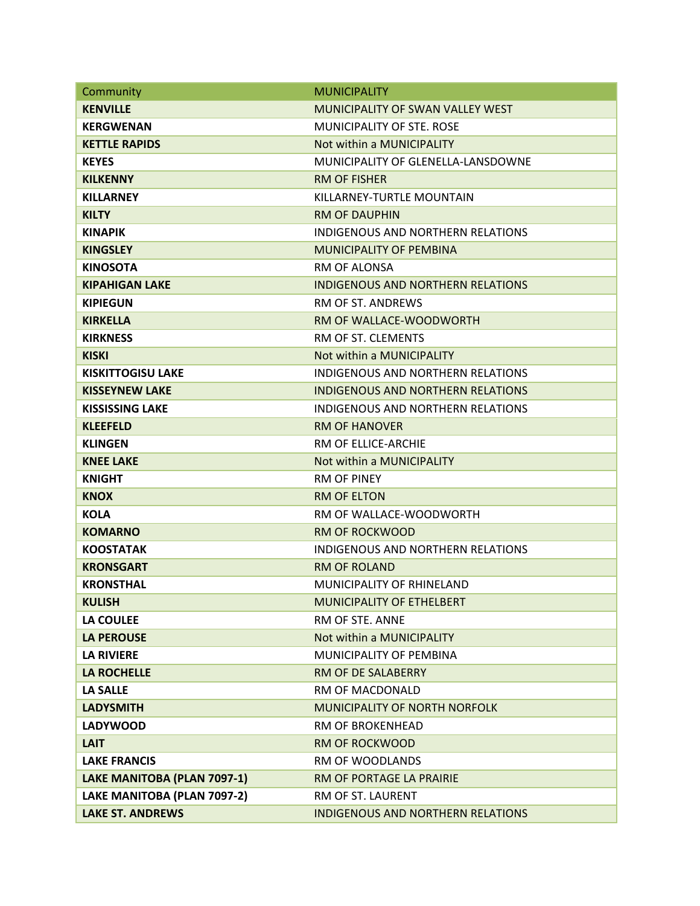| Community | MUNICIPALITY |
|---|---|
| **KENVILLE** | MUNICIPALITY OF SWAN VALLEY WEST |
| **KERGWENAN** | MUNICIPALITY OF STE. ROSE |
| **KETTLE RAPIDS** | Not within a MUNICIPALITY |
| **KEYES** | MUNICIPALITY OF GLENELLA-LANSDOWNE |
| **KILKENNY** | RM OF FISHER |
| **KILLARNEY** | KILLARNEY-TURTLE MOUNTAIN |
| **KILTY** | RM OF DAUPHIN |
| **KINAPIK** | INDIGENOUS AND NORTHERN RELATIONS |
| **KINGSLEY** | MUNICIPALITY OF PEMBINA |
| **KINOSOTA** | RM OF ALONSA |
| **KIPAHIGAN LAKE** | INDIGENOUS AND NORTHERN RELATIONS |
| **KIPIEGUN** | RM OF ST. ANDREWS |
| **KIRKELLA** | RM OF WALLACE-WOODWORTH |
| **KIRKNESS** | RM OF ST. CLEMENTS |
| **KISKI** | Not within a MUNICIPALITY |
| **KISKITTOGISU LAKE** | INDIGENOUS AND NORTHERN RELATIONS |
| **KISSEYNEW LAKE** | INDIGENOUS AND NORTHERN RELATIONS |
| **KISSISSING LAKE** | INDIGENOUS AND NORTHERN RELATIONS |
| **KLEEFELD** | RM OF HANOVER |
| **KLINGEN** | RM OF ELLICE-ARCHIE |
| **KNEE LAKE** | Not within a MUNICIPALITY |
| **KNIGHT** | RM OF PINEY |
| **KNOX** | RM OF ELTON |
| **KOLA** | RM OF WALLACE-WOODWORTH |
| **KOMARNO** | RM OF ROCKWOOD |
| **KOOSTATAK** | INDIGENOUS AND NORTHERN RELATIONS |
| **KRONSGART** | RM OF ROLAND |
| **KRONSTHAL** | MUNICIPALITY OF RHINELAND |
| **KULISH** | MUNICIPALITY OF ETHELBERT |
| **LA COULEE** | RM OF STE. ANNE |
| **LA PEROUSE** | Not within a MUNICIPALITY |
| **LA RIVIERE** | MUNICIPALITY OF PEMBINA |
| **LA ROCHELLE** | RM OF DE SALABERRY |
| **LA SALLE** | RM OF MACDONALD |
| **LADYSMITH** | MUNICIPALITY OF NORTH NORFOLK |
| **LADYWOOD** | RM OF BROKENHEAD |
| **LAIT** | RM OF ROCKWOOD |
| **LAKE FRANCIS** | RM OF WOODLANDS |
| **LAKE MANITOBA (PLAN 7097-1)** | RM OF PORTAGE LA PRAIRIE |
| **LAKE MANITOBA (PLAN 7097-2)** | RM OF ST. LAURENT |
| **LAKE ST. ANDREWS** | INDIGENOUS AND NORTHERN RELATIONS |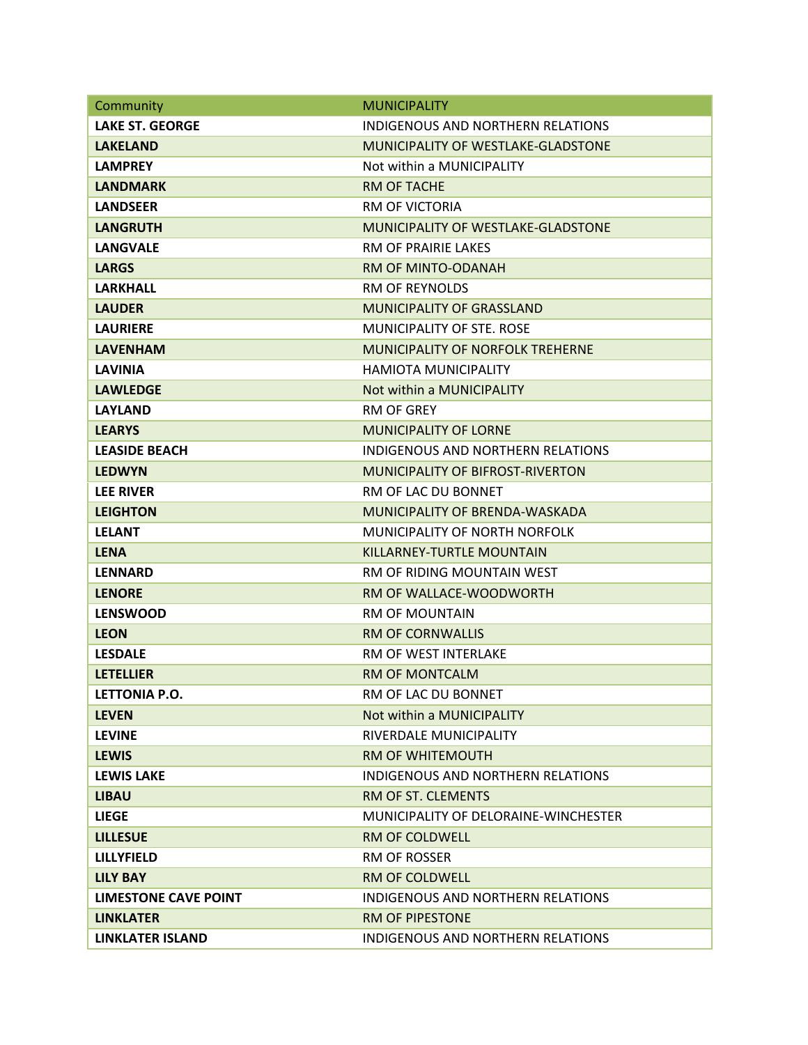| Community | MUNICIPALITY |
| --- | --- |
| **LAKE ST. GEORGE** | INDIGENOUS AND NORTHERN RELATIONS |
| **LAKELAND** | MUNICIPALITY OF WESTLAKE-GLADSTONE |
| **LAMPREY** | Not within a MUNICIPALITY |
| **LANDMARK** | RM OF TACHE |
| **LANDSEER** | RM OF VICTORIA |
| **LANGRUTH** | MUNICIPALITY OF WESTLAKE-GLADSTONE |
| **LANGVALE** | RM OF PRAIRIE LAKES |
| **LARGS** | RM OF MINTO-ODANAH |
| **LARKHALL** | RM OF REYNOLDS |
| **LAUDER** | MUNICIPALITY OF GRASSLAND |
| **LAURIERE** | MUNICIPALITY OF STE. ROSE |
| **LAVENHAM** | MUNICIPALITY OF NORFOLK TREHERNE |
| **LAVINIA** | HAMIOTA MUNICIPALITY |
| **LAWLEDGE** | Not within a MUNICIPALITY |
| **LAYLAND** | RM OF GREY |
| **LEARYS** | MUNICIPALITY OF LORNE |
| **LEASIDE BEACH** | INDIGENOUS AND NORTHERN RELATIONS |
| **LEDWYN** | MUNICIPALITY OF BIFROST-RIVERTON |
| **LEE RIVER** | RM OF LAC DU BONNET |
| **LEIGHTON** | MUNICIPALITY OF BRENDA-WASKADA |
| **LELANT** | MUNICIPALITY OF NORTH NORFOLK |
| **LENA** | KILLARNEY-TURTLE MOUNTAIN |
| **LENNARD** | RM OF RIDING MOUNTAIN WEST |
| **LENORE** | RM OF WALLACE-WOODWORTH |
| **LENSWOOD** | RM OF MOUNTAIN |
| **LEON** | RM OF CORNWALLIS |
| **LESDALE** | RM OF WEST INTERLAKE |
| **LETELLIER** | RM OF MONTCALM |
| **LETTONIA P.O.** | RM OF LAC DU BONNET |
| **LEVEN** | Not within a MUNICIPALITY |
| **LEVINE** | RIVERDALE MUNICIPALITY |
| **LEWIS** | RM OF WHITEMOUTH |
| **LEWIS LAKE** | INDIGENOUS AND NORTHERN RELATIONS |
| **LIBAU** | RM OF ST. CLEMENTS |
| **LIEGE** | MUNICIPALITY OF DELORAINE-WINCHESTER |
| **LILLESUE** | RM OF COLDWELL |
| **LILLYFIELD** | RM OF ROSSER |
| **LILY BAY** | RM OF COLDWELL |
| **LIMESTONE CAVE POINT** | INDIGENOUS AND NORTHERN RELATIONS |
| **LINKLATER** | RM OF PIPESTONE |
| **LINKLATER ISLAND** | INDIGENOUS AND NORTHERN RELATIONS |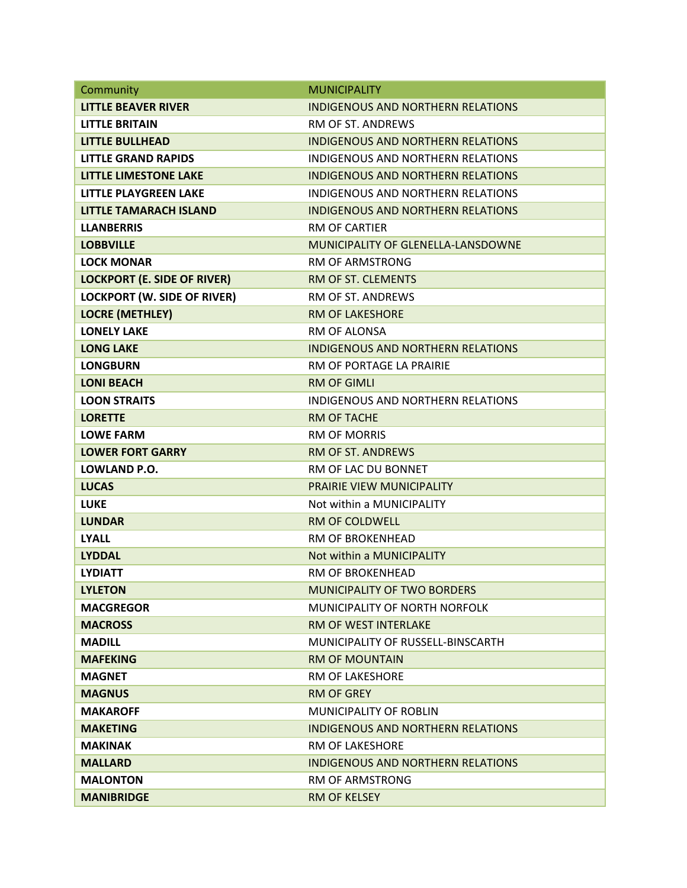| Community | MUNICIPALITY |
|---|---|
| **LITTLE BEAVER RIVER** | INDIGENOUS AND NORTHERN RELATIONS |
| **LITTLE BRITAIN** | RM OF ST. ANDREWS |
| **LITTLE BULLHEAD** | INDIGENOUS AND NORTHERN RELATIONS |
| **LITTLE GRAND RAPIDS** | INDIGENOUS AND NORTHERN RELATIONS |
| **LITTLE LIMESTONE LAKE** | INDIGENOUS AND NORTHERN RELATIONS |
| **LITTLE PLAYGREEN LAKE** | INDIGENOUS AND NORTHERN RELATIONS |
| **LITTLE TAMARACH ISLAND** | INDIGENOUS AND NORTHERN RELATIONS |
| **LLANBERRIS** | RM OF CARTIER |
| **LOBBVILLE** | MUNICIPALITY OF GLENELLA-LANSDOWNE |
| **LOCK MONAR** | RM OF ARMSTRONG |
| **LOCKPORT (E. SIDE OF RIVER)** | RM OF ST. CLEMENTS |
| **LOCKPORT (W. SIDE OF RIVER)** | RM OF ST. ANDREWS |
| **LOCRE (METHLEY)** | RM OF LAKESHORE |
| **LONELY LAKE** | RM OF ALONSA |
| **LONG LAKE** | INDIGENOUS AND NORTHERN RELATIONS |
| **LONGBURN** | RM OF PORTAGE LA PRAIRIE |
| **LONI BEACH** | RM OF GIMLI |
| **LOON STRAITS** | INDIGENOUS AND NORTHERN RELATIONS |
| **LORETTE** | RM OF TACHE |
| **LOWE FARM** | RM OF MORRIS |
| **LOWER FORT GARRY** | RM OF ST. ANDREWS |
| **LOWLAND P.O.** | RM OF LAC DU BONNET |
| **LUCAS** | PRAIRIE VIEW MUNICIPALITY |
| **LUKE** | Not within a MUNICIPALITY |
| **LUNDAR** | RM OF COLDWELL |
| **LYALL** | RM OF BROKENHEAD |
| **LYDDAL** | Not within a MUNICIPALITY |
| **LYDIATT** | RM OF BROKENHEAD |
| **LYLETON** | MUNICIPALITY OF TWO BORDERS |
| **MACGREGOR** | MUNICIPALITY OF NORTH NORFOLK |
| **MACROSS** | RM OF WEST INTERLAKE |
| **MADILL** | MUNICIPALITY OF RUSSELL-BINSCARTH |
| **MAFEKING** | RM OF MOUNTAIN |
| **MAGNET** | RM OF LAKESHORE |
| **MAGNUS** | RM OF GREY |
| **MAKAROFF** | MUNICIPALITY OF ROBLIN |
| **MAKETING** | INDIGENOUS AND NORTHERN RELATIONS |
| **MAKINAK** | RM OF LAKESHORE |
| **MALLARD** | INDIGENOUS AND NORTHERN RELATIONS |
| **MALONTON** | RM OF ARMSTRONG |
| **MANIBRIDGE** | RM OF KELSEY |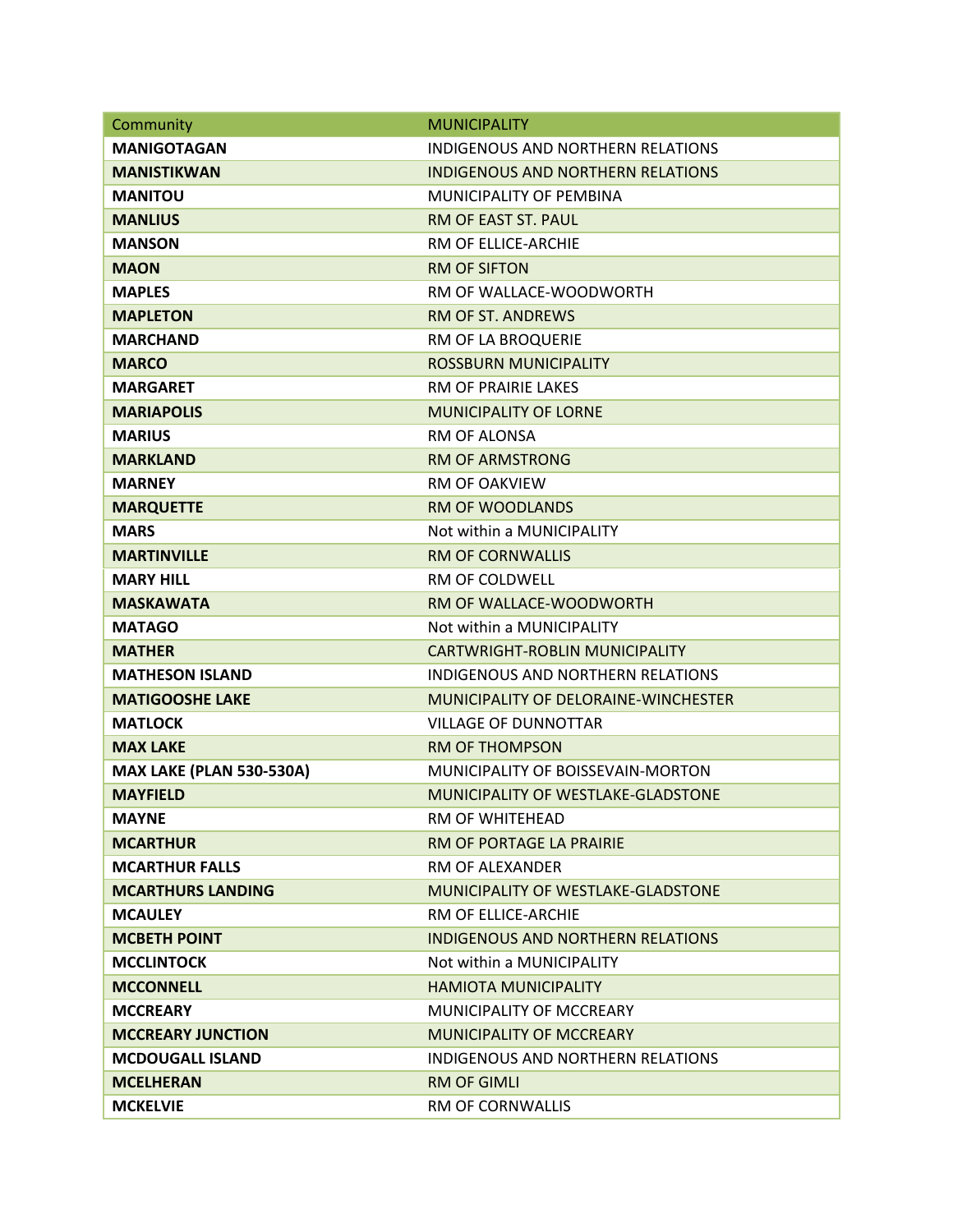| Community | MUNICIPALITY |
|---|---|
| **MANIGOTAGAN** | INDIGENOUS AND NORTHERN RELATIONS |
| **MANISTIKWAN** | INDIGENOUS AND NORTHERN RELATIONS |
| **MANITOU** | MUNICIPALITY OF PEMBINA |
| **MANLIUS** | RM OF EAST ST. PAUL |
| **MANSON** | RM OF ELLICE-ARCHIE |
| **MAON** | RM OF SIFTON |
| **MAPLES** | RM OF WALLACE-WOODWORTH |
| **MAPLETON** | RM OF ST. ANDREWS |
| **MARCHAND** | RM OF LA BROQUERIE |
| **MARCO** | ROSSBURN MUNICIPALITY |
| **MARGARET** | RM OF PRAIRIE LAKES |
| **MARIAPOLIS** | MUNICIPALITY OF LORNE |
| **MARIUS** | RM OF ALONSA |
| **MARKLAND** | RM OF ARMSTRONG |
| **MARNEY** | RM OF OAKVIEW |
| **MARQUETTE** | RM OF WOODLANDS |
| **MARS** | Not within a MUNICIPALITY |
| **MARTINVILLE** | RM OF CORNWALLIS |
| **MARY HILL** | RM OF COLDWELL |
| **MASKAWATA** | RM OF WALLACE-WOODWORTH |
| **MATAGO** | Not within a MUNICIPALITY |
| **MATHER** | CARTWRIGHT-ROBLIN MUNICIPALITY |
| **MATHESON ISLAND** | INDIGENOUS AND NORTHERN RELATIONS |
| **MATIGOOSHE LAKE** | MUNICIPALITY OF DELORAINE-WINCHESTER |
| **MATLOCK** | VILLAGE OF DUNNOTTAR |
| **MAX LAKE** | RM OF THOMPSON |
| **MAX LAKE (PLAN 530-530A)** | MUNICIPALITY OF BOISSEVAIN-MORTON |
| **MAYFIELD** | MUNICIPALITY OF WESTLAKE-GLADSTONE |
| **MAYNE** | RM OF WHITEHEAD |
| **MCARTHUR** | RM OF PORTAGE LA PRAIRIE |
| **MCARTHUR FALLS** | RM OF ALEXANDER |
| **MCARTHURS LANDING** | MUNICIPALITY OF WESTLAKE-GLADSTONE |
| **MCAULEY** | RM OF ELLICE-ARCHIE |
| **MCBETH POINT** | INDIGENOUS AND NORTHERN RELATIONS |
| **MCCLINTOCK** | Not within a MUNICIPALITY |
| **MCCONNELL** | HAMIOTA MUNICIPALITY |
| **MCCREARY** | MUNICIPALITY OF MCCREARY |
| **MCCREARY JUNCTION** | MUNICIPALITY OF MCCREARY |
| **MCDOUGALL ISLAND** | INDIGENOUS AND NORTHERN RELATIONS |
| **MCELHERAN** | RM OF GIMLI |
| **MCKELVIE** | RM OF CORNWALLIS |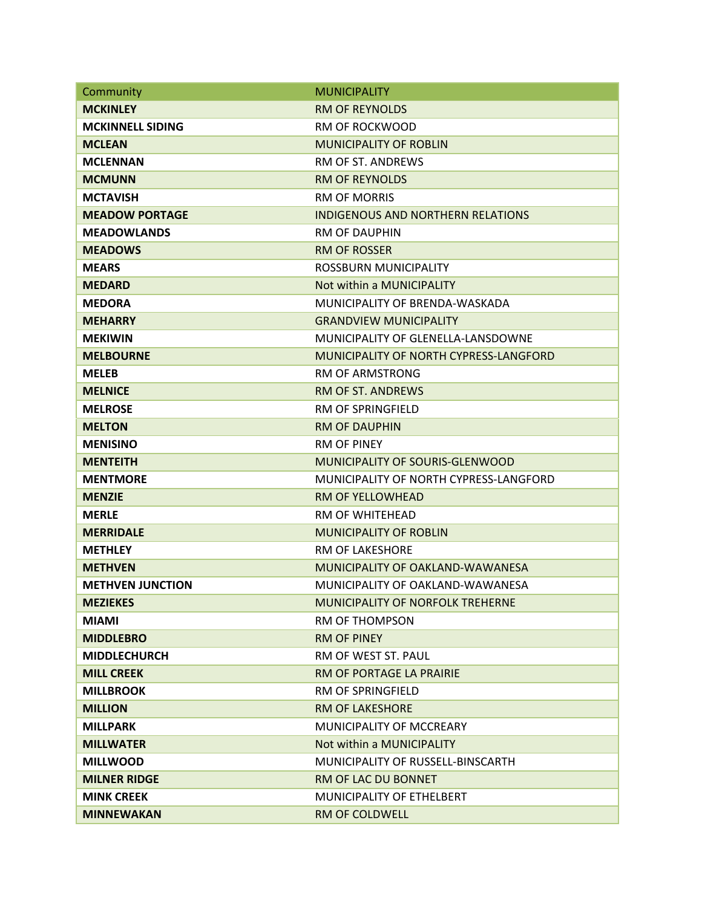| Community | MUNICIPALITY |
|---|---|
| **MCKINLEY** | RM OF REYNOLDS |
| **MCKINNELL SIDING** | RM OF ROCKWOOD |
| **MCLEAN** | MUNICIPALITY OF ROBLIN |
| **MCLENNAN** | RM OF ST. ANDREWS |
| **MCMUNN** | RM OF REYNOLDS |
| **MCTAVISH** | RM OF MORRIS |
| **MEADOW PORTAGE** | INDIGENOUS AND NORTHERN RELATIONS |
| **MEADOWLANDS** | RM OF DAUPHIN |
| **MEADOWS** | RM OF ROSSER |
| **MEARS** | ROSSBURN MUNICIPALITY |
| **MEDARD** | Not within a MUNICIPALITY |
| **MEDORA** | MUNICIPALITY OF BRENDA-WASKADA |
| **MEHARRY** | GRANDVIEW MUNICIPALITY |
| **MEKIWIN** | MUNICIPALITY OF GLENELLA-LANSDOWNE |
| **MELBOURNE** | MUNICIPALITY OF NORTH CYPRESS-LANGFORD |
| **MELEB** | RM OF ARMSTRONG |
| **MELNICE** | RM OF ST. ANDREWS |
| **MELROSE** | RM OF SPRINGFIELD |
| **MELTON** | RM OF DAUPHIN |
| **MENISINO** | RM OF PINEY |
| **MENTEITH** | MUNICIPALITY OF SOURIS-GLENWOOD |
| **MENTMORE** | MUNICIPALITY OF NORTH CYPRESS-LANGFORD |
| **MENZIE** | RM OF YELLOWHEAD |
| **MERLE** | RM OF WHITEHEAD |
| **MERRIDALE** | MUNICIPALITY OF ROBLIN |
| **METHLEY** | RM OF LAKESHORE |
| **METHVEN** | MUNICIPALITY OF OAKLAND-WAWANESA |
| **METHVEN JUNCTION** | MUNICIPALITY OF OAKLAND-WAWANESA |
| **MEZIEKES** | MUNICIPALITY OF NORFOLK TREHERNE |
| **MIAMI** | RM OF THOMPSON |
| **MIDDLEBRO** | RM OF PINEY |
| **MIDDLECHURCH** | RM OF WEST ST. PAUL |
| **MILL CREEK** | RM OF PORTAGE LA PRAIRIE |
| **MILLBROOK** | RM OF SPRINGFIELD |
| **MILLION** | RM OF LAKESHORE |
| **MILLPARK** | MUNICIPALITY OF MCCREARY |
| **MILLWATER** | Not within a MUNICIPALITY |
| **MILLWOOD** | MUNICIPALITY OF RUSSELL-BINSCARTH |
| **MILNER RIDGE** | RM OF LAC DU BONNET |
| **MINK CREEK** | MUNICIPALITY OF ETHELBERT |
| **MINNEWAKAN** | RM OF COLDWELL |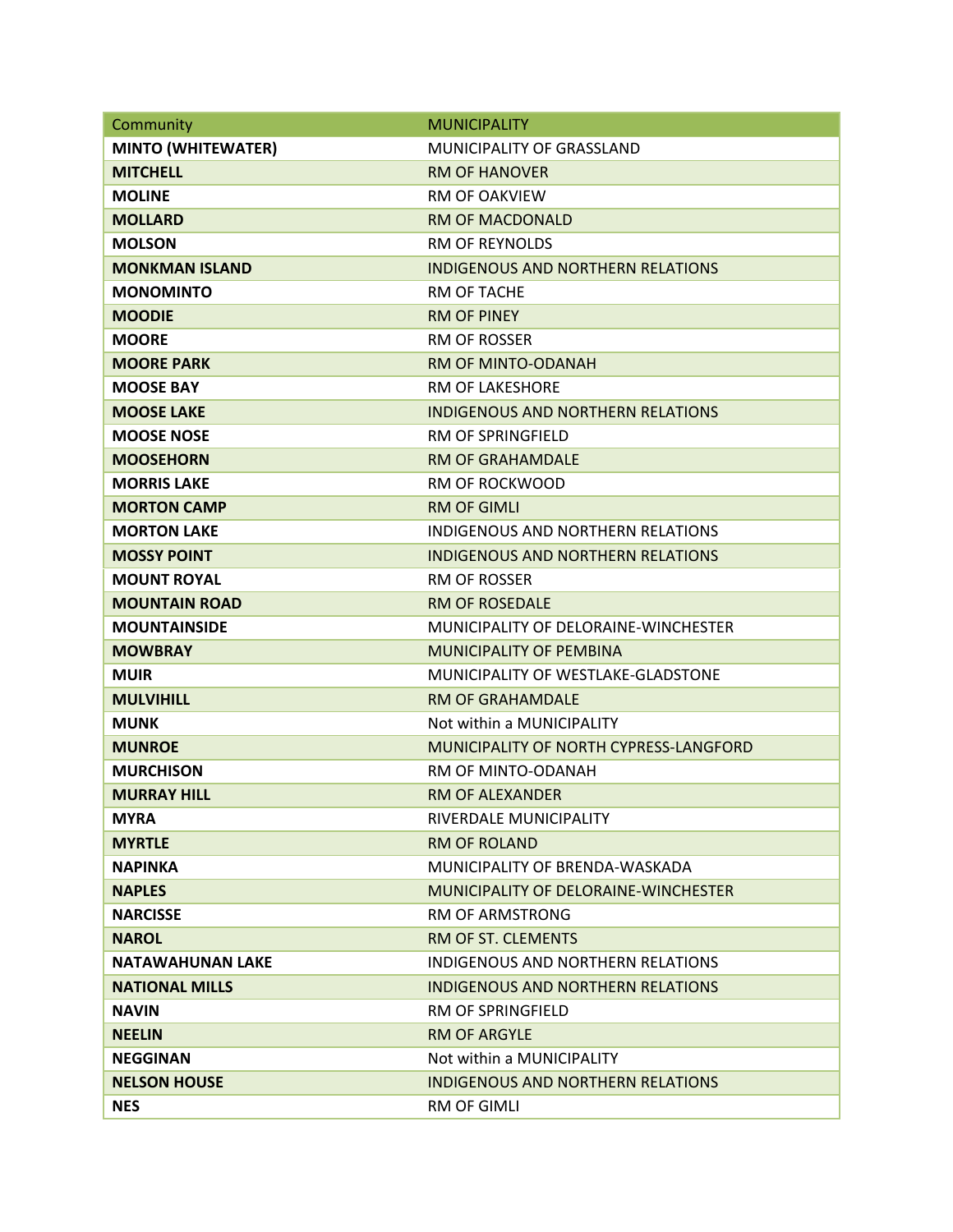| Community | MUNICIPALITY |
|---|---|
| **MINTO (WHITEWATER)** | MUNICIPALITY OF GRASSLAND |
| **MITCHELL** | RM OF HANOVER |
| **MOLINE** | RM OF OAKVIEW |
| **MOLLARD** | RM OF MACDONALD |
| **MOLSON** | RM OF REYNOLDS |
| **MONKMAN ISLAND** | INDIGENOUS AND NORTHERN RELATIONS |
| **MONOMINTO** | RM OF TACHE |
| **MOODIE** | RM OF PINEY |
| **MOORE** | RM OF ROSSER |
| **MOORE PARK** | RM OF MINTO-ODANAH |
| **MOOSE BAY** | RM OF LAKESHORE |
| **MOOSE LAKE** | INDIGENOUS AND NORTHERN RELATIONS |
| **MOOSE NOSE** | RM OF SPRINGFIELD |
| **MOOSEHORN** | RM OF GRAHAMDALE |
| **MORRIS LAKE** | RM OF ROCKWOOD |
| **MORTON CAMP** | RM OF GIMLI |
| **MORTON LAKE** | INDIGENOUS AND NORTHERN RELATIONS |
| **MOSSY POINT** | INDIGENOUS AND NORTHERN RELATIONS |
| **MOUNT ROYAL** | RM OF ROSSER |
| **MOUNTAIN ROAD** | RM OF ROSEDALE |
| **MOUNTAINSIDE** | MUNICIPALITY OF DELORAINE-WINCHESTER |
| **MOWBRAY** | MUNICIPALITY OF PEMBINA |
| **MUIR** | MUNICIPALITY OF WESTLAKE-GLADSTONE |
| **MULVIHILL** | RM OF GRAHAMDALE |
| **MUNK** | Not within a MUNICIPALITY |
| **MUNROE** | MUNICIPALITY OF NORTH CYPRESS-LANGFORD |
| **MURCHISON** | RM OF MINTO-ODANAH |
| **MURRAY HILL** | RM OF ALEXANDER |
| **MYRA** | RIVERDALE MUNICIPALITY |
| **MYRTLE** | RM OF ROLAND |
| **NAPINKA** | MUNICIPALITY OF BRENDA-WASKADA |
| **NAPLES** | MUNICIPALITY OF DELORAINE-WINCHESTER |
| **NARCISSE** | RM OF ARMSTRONG |
| **NAROL** | RM OF ST. CLEMENTS |
| **NATAWAHUNAN LAKE** | INDIGENOUS AND NORTHERN RELATIONS |
| **NATIONAL MILLS** | INDIGENOUS AND NORTHERN RELATIONS |
| **NAVIN** | RM OF SPRINGFIELD |
| **NEELIN** | RM OF ARGYLE |
| **NEGGINAN** | Not within a MUNICIPALITY |
| **NELSON HOUSE** | INDIGENOUS AND NORTHERN RELATIONS |
| **NES** | RM OF GIMLI |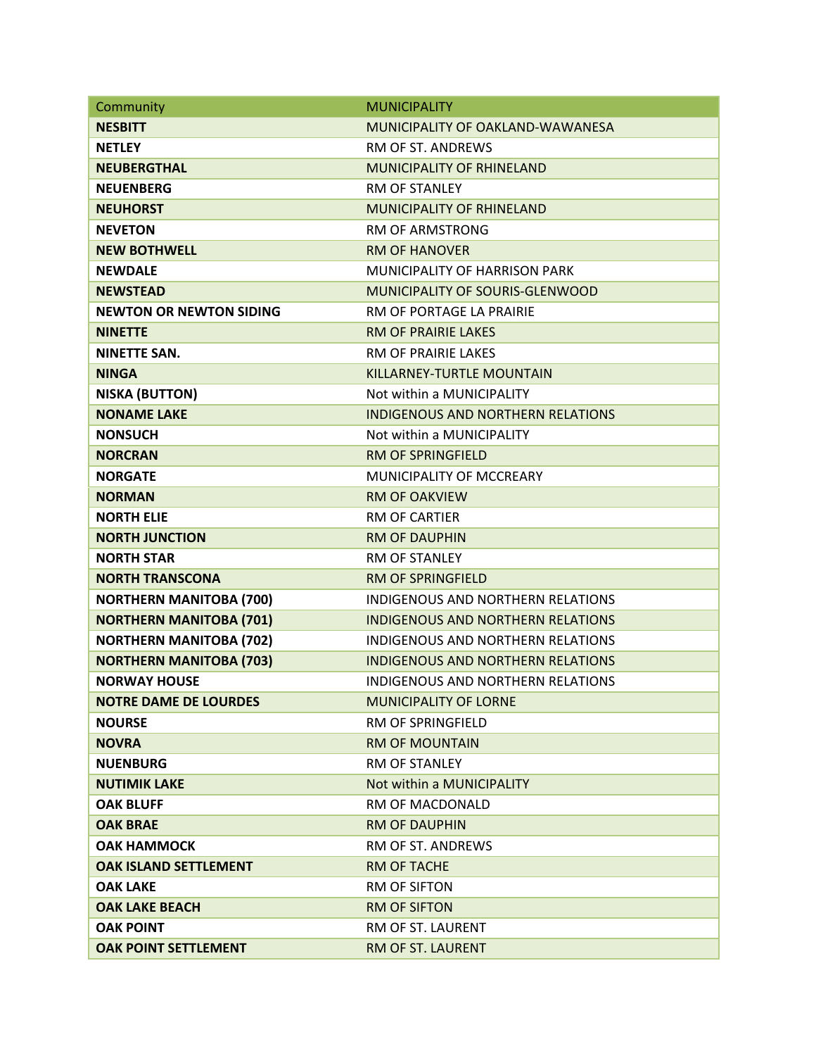| Community | MUNICIPALITY |
| --- | --- |
| **NESBITT** | MUNICIPALITY OF OAKLAND-WAWANESA |
| **NETLEY** | RM OF ST. ANDREWS |
| **NEUBERGTHAL** | MUNICIPALITY OF RHINELAND |
| **NEUENBERG** | RM OF STANLEY |
| **NEUHORST** | MUNICIPALITY OF RHINELAND |
| **NEVETON** | RM OF ARMSTRONG |
| **NEW BOTHWELL** | RM OF HANOVER |
| **NEWDALE** | MUNICIPALITY OF HARRISON PARK |
| **NEWSTEAD** | MUNICIPALITY OF SOURIS-GLENWOOD |
| **NEWTON OR NEWTON SIDING** | RM OF PORTAGE LA PRAIRIE |
| **NINETTE** | RM OF PRAIRIE LAKES |
| **NINETTE SAN.** | RM OF PRAIRIE LAKES |
| **NINGA** | KILLARNEY-TURTLE MOUNTAIN |
| **NISKA (BUTTON)** | Not within a MUNICIPALITY |
| **NONAME LAKE** | INDIGENOUS AND NORTHERN RELATIONS |
| **NONSUCH** | Not within a MUNICIPALITY |
| **NORCRAN** | RM OF SPRINGFIELD |
| **NORGATE** | MUNICIPALITY OF MCCREARY |
| **NORMAN** | RM OF OAKVIEW |
| **NORTH ELIE** | RM OF CARTIER |
| **NORTH JUNCTION** | RM OF DAUPHIN |
| **NORTH STAR** | RM OF STANLEY |
| **NORTH TRANSCONA** | RM OF SPRINGFIELD |
| **NORTHERN MANITOBA (700)** | INDIGENOUS AND NORTHERN RELATIONS |
| **NORTHERN MANITOBA (701)** | INDIGENOUS AND NORTHERN RELATIONS |
| **NORTHERN MANITOBA (702)** | INDIGENOUS AND NORTHERN RELATIONS |
| **NORTHERN MANITOBA (703)** | INDIGENOUS AND NORTHERN RELATIONS |
| **NORWAY HOUSE** | INDIGENOUS AND NORTHERN RELATIONS |
| **NOTRE DAME DE LOURDES** | MUNICIPALITY OF LORNE |
| **NOURSE** | RM OF SPRINGFIELD |
| **NOVRA** | RM OF MOUNTAIN |
| **NUENBURG** | RM OF STANLEY |
| **NUTIMIK LAKE** | Not within a MUNICIPALITY |
| **OAK BLUFF** | RM OF MACDONALD |
| **OAK BRAE** | RM OF DAUPHIN |
| **OAK HAMMOCK** | RM OF ST. ANDREWS |
| **OAK ISLAND SETTLEMENT** | RM OF TACHE |
| **OAK LAKE** | RM OF SIFTON |
| **OAK LAKE BEACH** | RM OF SIFTON |
| **OAK POINT** | RM OF ST. LAURENT |
| **OAK POINT SETTLEMENT** | RM OF ST. LAURENT |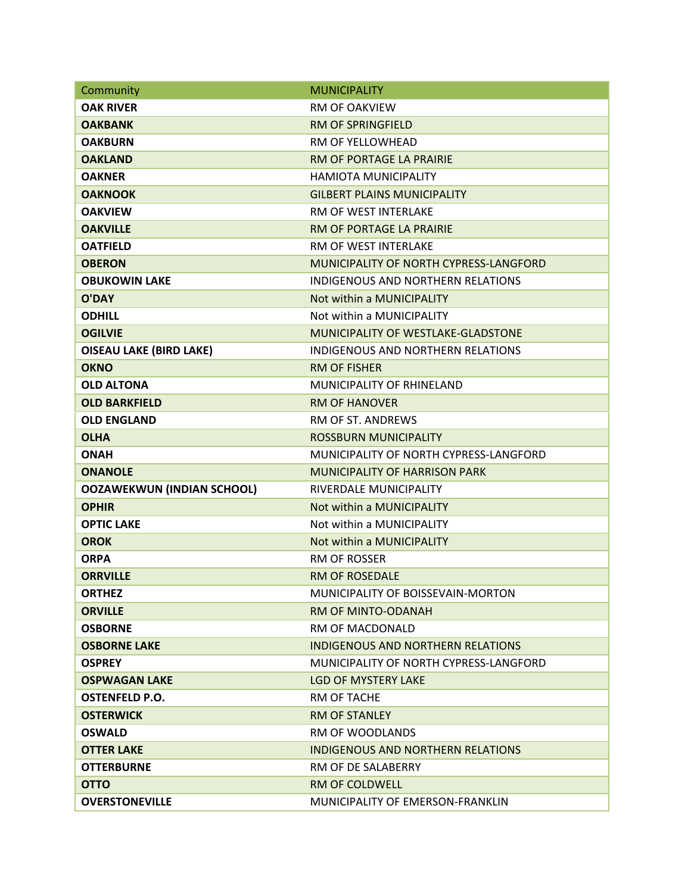| Community | MUNICIPALITY |
|---|---|
| **OAK RIVER** | RM OF OAKVIEW |
| **OAKBANK** | RM OF SPRINGFIELD |
| **OAKBURN** | RM OF YELLOWHEAD |
| **OAKLAND** | RM OF PORTAGE LA PRAIRIE |
| **OAKNER** | HAMIOTA MUNICIPALITY |
| **OAKNOOK** | GILBERT PLAINS MUNICIPALITY |
| **OAKVIEW** | RM OF WEST INTERLAKE |
| **OAKVILLE** | RM OF PORTAGE LA PRAIRIE |
| **OATFIELD** | RM OF WEST INTERLAKE |
| **OBERON** | MUNICIPALITY OF NORTH CYPRESS-LANGFORD |
| **OBUKOWIN LAKE** | INDIGENOUS AND NORTHERN RELATIONS |
| **O'DAY** | Not within a MUNICIPALITY |
| **ODHILL** | Not within a MUNICIPALITY |
| **OGILVIE** | MUNICIPALITY OF WESTLAKE-GLADSTONE |
| **OISEAU LAKE (BIRD LAKE)** | INDIGENOUS AND NORTHERN RELATIONS |
| **OKNO** | RM OF FISHER |
| **OLD ALTONA** | MUNICIPALITY OF RHINELAND |
| **OLD BARKFIELD** | RM OF HANOVER |
| **OLD ENGLAND** | RM OF ST. ANDREWS |
| **OLHA** | ROSSBURN MUNICIPALITY |
| **ONAH** | MUNICIPALITY OF NORTH CYPRESS-LANGFORD |
| **ONANOLE** | MUNICIPALITY OF HARRISON PARK |
| **OOZAWEKWUN (INDIAN SCHOOL)** | RIVERDALE MUNICIPALITY |
| **OPHIR** | Not within a MUNICIPALITY |
| **OPTIC LAKE** | Not within a MUNICIPALITY |
| **OROK** | Not within a MUNICIPALITY |
| **ORPA** | RM OF ROSSER |
| **ORRVILLE** | RM OF ROSEDALE |
| **ORTHEZ** | MUNICIPALITY OF BOISSEVAIN-MORTON |
| **ORVILLE** | RM OF MINTO-ODANAH |
| **OSBORNE** | RM OF MACDONALD |
| **OSBORNE LAKE** | INDIGENOUS AND NORTHERN RELATIONS |
| **OSPREY** | MUNICIPALITY OF NORTH CYPRESS-LANGFORD |
| **OSPWAGAN LAKE** | LGD OF MYSTERY LAKE |
| **OSTENFELD P.O.** | RM OF TACHE |
| **OSTERWICK** | RM OF STANLEY |
| **OSWALD** | RM OF WOODLANDS |
| **OTTER LAKE** | INDIGENOUS AND NORTHERN RELATIONS |
| **OTTERBURNE** | RM OF DE SALABERRY |
| **OTTO** | RM OF COLDWELL |
| **OVERSTONEVILLE** | MUNICIPALITY OF EMERSON-FRANKLIN |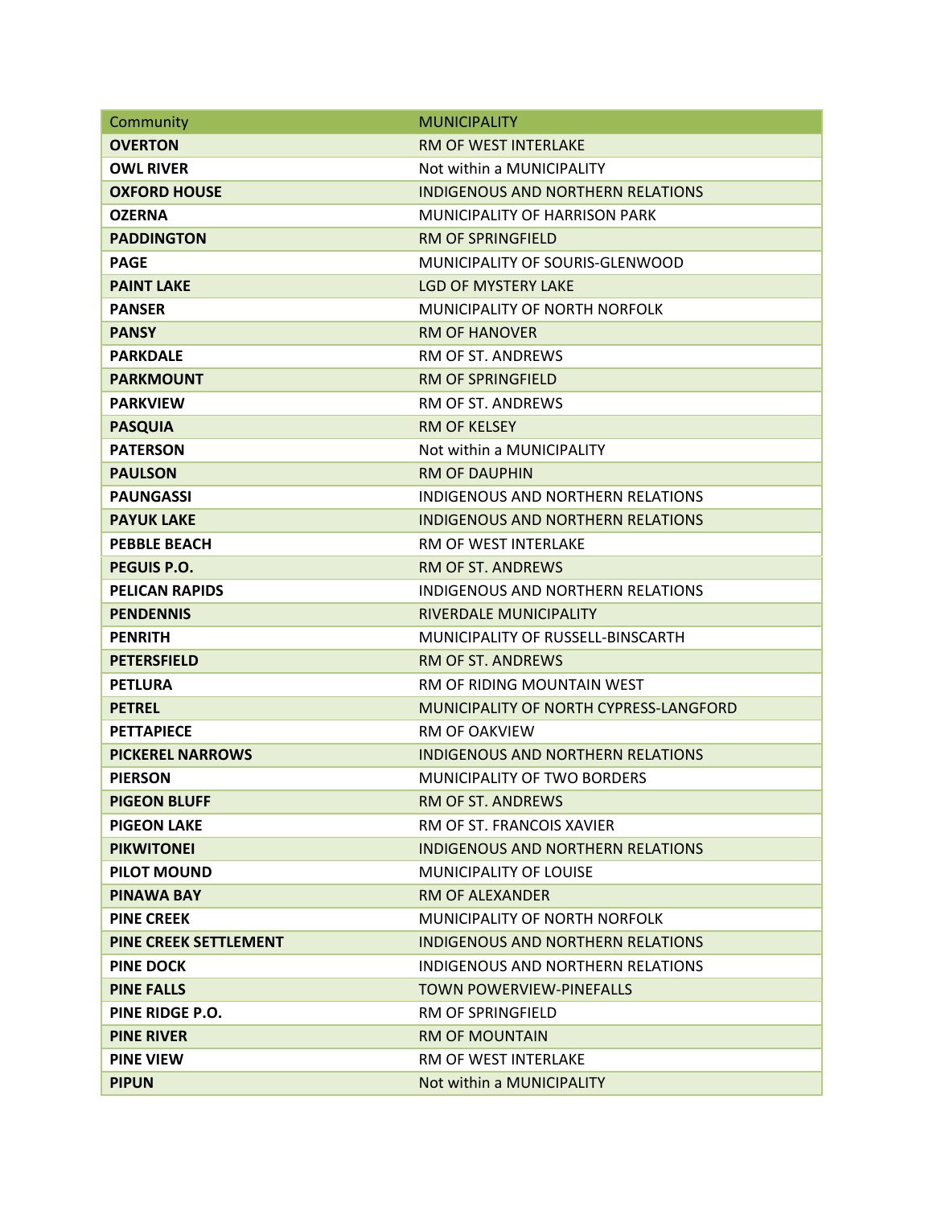| Community | MUNICIPALITY |
| --- | --- |
| **OVERTON** | RM OF WEST INTERLAKE |
| **OWL RIVER** | Not within a MUNICIPALITY |
| **OXFORD HOUSE** | INDIGENOUS AND NORTHERN RELATIONS |
| **OZERNA** | MUNICIPALITY OF HARRISON PARK |
| **PADDINGTON** | RM OF SPRINGFIELD |
| **PAGE** | MUNICIPALITY OF SOURIS-GLENWOOD |
| **PAINT LAKE** | LGD OF MYSTERY LAKE |
| **PANSER** | MUNICIPALITY OF NORTH NORFOLK |
| **PANSY** | RM OF HANOVER |
| **PARKDALE** | RM OF ST. ANDREWS |
| **PARKMOUNT** | RM OF SPRINGFIELD |
| **PARKVIEW** | RM OF ST. ANDREWS |
| **PASQUIA** | RM OF KELSEY |
| **PATERSON** | Not within a MUNICIPALITY |
| **PAULSON** | RM OF DAUPHIN |
| **PAUNGASSI** | INDIGENOUS AND NORTHERN RELATIONS |
| **PAYUK LAKE** | INDIGENOUS AND NORTHERN RELATIONS |
| **PEBBLE BEACH** | RM OF WEST INTERLAKE |
| **PEGUIS P.O.** | RM OF ST. ANDREWS |
| **PELICAN RAPIDS** | INDIGENOUS AND NORTHERN RELATIONS |
| **PENDENNIS** | RIVERDALE MUNICIPALITY |
| **PENRITH** | MUNICIPALITY OF RUSSELL-BINSCARTH |
| **PETERSFIELD** | RM OF ST. ANDREWS |
| **PETLURA** | RM OF RIDING MOUNTAIN WEST |
| **PETREL** | MUNICIPALITY OF NORTH CYPRESS-LANGFORD |
| **PETTAPIECE** | RM OF OAKVIEW |
| **PICKEREL NARROWS** | INDIGENOUS AND NORTHERN RELATIONS |
| **PIERSON** | MUNICIPALITY OF TWO BORDERS |
| **PIGEON BLUFF** | RM OF ST. ANDREWS |
| **PIGEON LAKE** | RM OF ST. FRANCOIS XAVIER |
| **PIKWITONEI** | INDIGENOUS AND NORTHERN RELATIONS |
| **PILOT MOUND** | MUNICIPALITY OF LOUISE |
| **PINAWA BAY** | RM OF ALEXANDER |
| **PINE CREEK** | MUNICIPALITY OF NORTH NORFOLK |
| **PINE CREEK SETTLEMENT** | INDIGENOUS AND NORTHERN RELATIONS |
| **PINE DOCK** | INDIGENOUS AND NORTHERN RELATIONS |
| **PINE FALLS** | TOWN POWERVIEW-PINEFALLS |
| **PINE RIDGE P.O.** | RM OF SPRINGFIELD |
| **PINE RIVER** | RM OF MOUNTAIN |
| **PINE VIEW** | RM OF WEST INTERLAKE |
| **PIPUN** | Not within a MUNICIPALITY |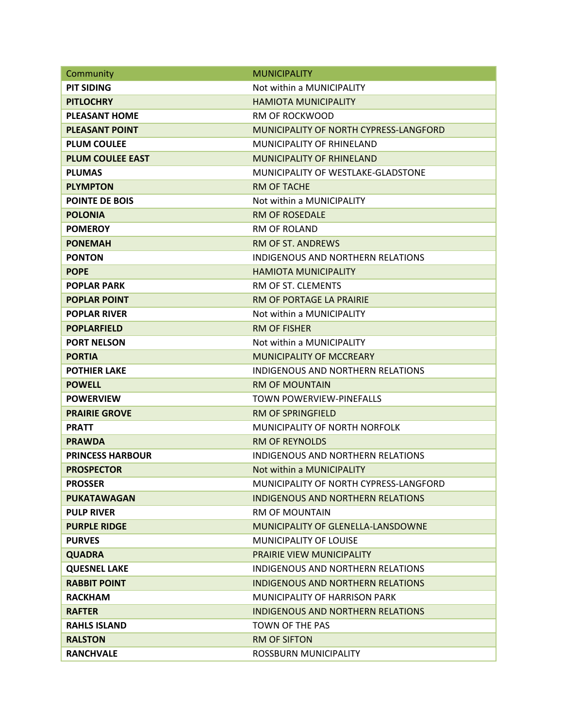| Community | MUNICIPALITY |
|---|---|
| **PIT SIDING** | Not within a MUNICIPALITY |
| **PITLOCHRY** | HAMIOTA MUNICIPALITY |
| **PLEASANT HOME** | RM OF ROCKWOOD |
| **PLEASANT POINT** | MUNICIPALITY OF NORTH CYPRESS-LANGFORD |
| **PLUM COULEE** | MUNICIPALITY OF RHINELAND |
| **PLUM COULEE EAST** | MUNICIPALITY OF RHINELAND |
| **PLUMAS** | MUNICIPALITY OF WESTLAKE-GLADSTONE |
| **PLYMPTON** | RM OF TACHE |
| **POINTE DE BOIS** | Not within a MUNICIPALITY |
| **POLONIA** | RM OF ROSEDALE |
| **POMEROY** | RM OF ROLAND |
| **PONEMAH** | RM OF ST. ANDREWS |
| **PONTON** | INDIGENOUS AND NORTHERN RELATIONS |
| **POPE** | HAMIOTA MUNICIPALITY |
| **POPLAR PARK** | RM OF ST. CLEMENTS |
| **POPLAR POINT** | RM OF PORTAGE LA PRAIRIE |
| **POPLAR RIVER** | Not within a MUNICIPALITY |
| **POPLARFIELD** | RM OF FISHER |
| **PORT NELSON** | Not within a MUNICIPALITY |
| **PORTIA** | MUNICIPALITY OF MCCREARY |
| **POTHIER LAKE** | INDIGENOUS AND NORTHERN RELATIONS |
| **POWELL** | RM OF MOUNTAIN |
| **POWERVIEW** | TOWN POWERVIEW-PINEFALLS |
| **PRAIRIE GROVE** | RM OF SPRINGFIELD |
| **PRATT** | MUNICIPALITY OF NORTH NORFOLK |
| **PRAWDA** | RM OF REYNOLDS |
| **PRINCESS HARBOUR** | INDIGENOUS AND NORTHERN RELATIONS |
| **PROSPECTOR** | Not within a MUNICIPALITY |
| **PROSSER** | MUNICIPALITY OF NORTH CYPRESS-LANGFORD |
| **PUKATAWAGAN** | INDIGENOUS AND NORTHERN RELATIONS |
| **PULP RIVER** | RM OF MOUNTAIN |
| **PURPLE RIDGE** | MUNICIPALITY OF GLENELLA-LANSDOWNE |
| **PURVES** | MUNICIPALITY OF LOUISE |
| **QUADRA** | PRAIRIE VIEW MUNICIPALITY |
| **QUESNEL LAKE** | INDIGENOUS AND NORTHERN RELATIONS |
| **RABBIT POINT** | INDIGENOUS AND NORTHERN RELATIONS |
| **RACKHAM** | MUNICIPALITY OF HARRISON PARK |
| **RAFTER** | INDIGENOUS AND NORTHERN RELATIONS |
| **RAHLS ISLAND** | TOWN OF THE PAS |
| **RALSTON** | RM OF SIFTON |
| **RANCHVALE** | ROSSBURN MUNICIPALITY |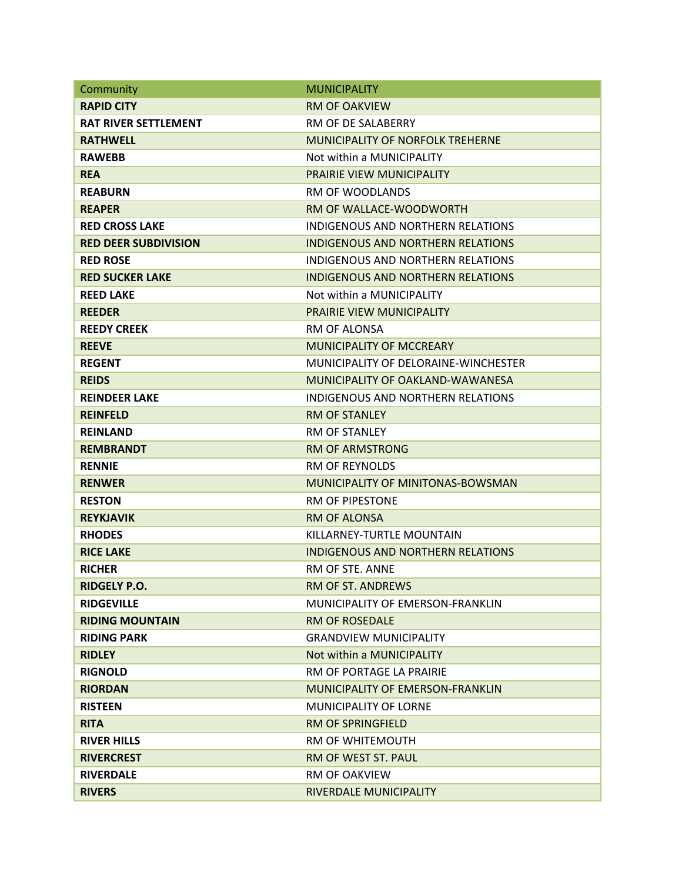| Community | MUNICIPALITY |
|---|---|
| **RAPID CITY** | RM OF OAKVIEW |
| **RAT RIVER SETTLEMENT** | RM OF DE SALABERRY |
| **RATHWELL** | MUNICIPALITY OF NORFOLK TREHERNE |
| **RAWEBB** | Not within a MUNICIPALITY |
| **REA** | PRAIRIE VIEW MUNICIPALITY |
| **REABURN** | RM OF WOODLANDS |
| **REAPER** | RM OF WALLACE-WOODWORTH |
| **RED CROSS LAKE** | INDIGENOUS AND NORTHERN RELATIONS |
| **RED DEER SUBDIVISION** | INDIGENOUS AND NORTHERN RELATIONS |
| **RED ROSE** | INDIGENOUS AND NORTHERN RELATIONS |
| **RED SUCKER LAKE** | INDIGENOUS AND NORTHERN RELATIONS |
| **REED LAKE** | Not within a MUNICIPALITY |
| **REEDER** | PRAIRIE VIEW MUNICIPALITY |
| **REEDY CREEK** | RM OF ALONSA |
| **REEVE** | MUNICIPALITY OF MCCREARY |
| **REGENT** | MUNICIPALITY OF DELORAINE-WINCHESTER |
| **REIDS** | MUNICIPALITY OF OAKLAND-WAWANESA |
| **REINDEER LAKE** | INDIGENOUS AND NORTHERN RELATIONS |
| **REINFELD** | RM OF STANLEY |
| **REINLAND** | RM OF STANLEY |
| **REMBRANDT** | RM OF ARMSTRONG |
| **RENNIE** | RM OF REYNOLDS |
| **RENWER** | MUNICIPALITY OF MINITONAS-BOWSMAN |
| **RESTON** | RM OF PIPESTONE |
| **REYKJAVIK** | RM OF ALONSA |
| **RHODES** | KILLARNEY-TURTLE MOUNTAIN |
| **RICE LAKE** | INDIGENOUS AND NORTHERN RELATIONS |
| **RICHER** | RM OF STE. ANNE |
| **RIDGELY P.O.** | RM OF ST. ANDREWS |
| **RIDGEVILLE** | MUNICIPALITY OF EMERSON-FRANKLIN |
| **RIDING MOUNTAIN** | RM OF ROSEDALE |
| **RIDING PARK** | GRANDVIEW MUNICIPALITY |
| **RIDLEY** | Not within a MUNICIPALITY |
| **RIGNOLD** | RM OF PORTAGE LA PRAIRIE |
| **RIORDAN** | MUNICIPALITY OF EMERSON-FRANKLIN |
| **RISTEEN** | MUNICIPALITY OF LORNE |
| **RITA** | RM OF SPRINGFIELD |
| **RIVER HILLS** | RM OF WHITEMOUTH |
| **RIVERCREST** | RM OF WEST ST. PAUL |
| **RIVERDALE** | RM OF OAKVIEW |
| **RIVERS** | RIVERDALE MUNICIPALITY |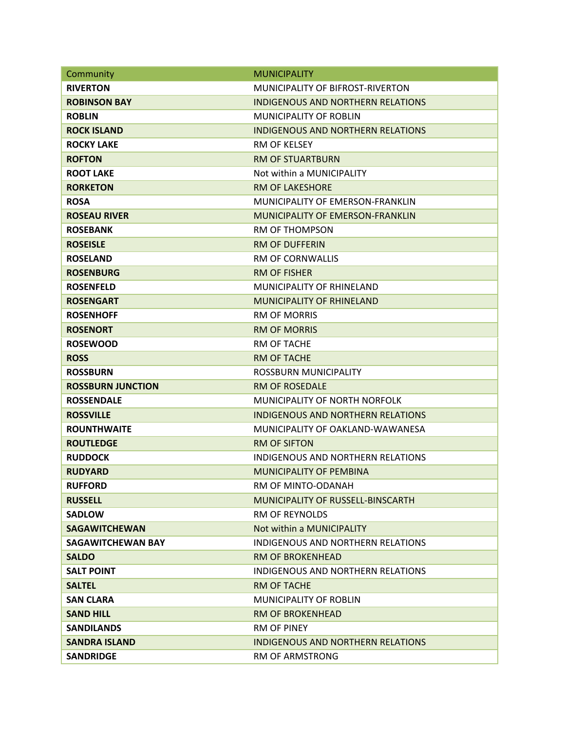| Community | MUNICIPALITY |
| --- | --- |
| **RIVERTON** | MUNICIPALITY OF BIFROST-RIVERTON |
| **ROBINSON BAY** | INDIGENOUS AND NORTHERN RELATIONS |
| **ROBLIN** | MUNICIPALITY OF ROBLIN |
| **ROCK ISLAND** | INDIGENOUS AND NORTHERN RELATIONS |
| **ROCKY LAKE** | RM OF KELSEY |
| **ROFTON** | RM OF STUARTBURN |
| **ROOT LAKE** | Not within a MUNICIPALITY |
| **RORKETON** | RM OF LAKESHORE |
| **ROSA** | MUNICIPALITY OF EMERSON-FRANKLIN |
| **ROSEAU RIVER** | MUNICIPALITY OF EMERSON-FRANKLIN |
| **ROSEBANK** | RM OF THOMPSON |
| **ROSEISLE** | RM OF DUFFERIN |
| **ROSELAND** | RM OF CORNWALLIS |
| **ROSENBURG** | RM OF FISHER |
| **ROSENFELD** | MUNICIPALITY OF RHINELAND |
| **ROSENGART** | MUNICIPALITY OF RHINELAND |
| **ROSENHOFF** | RM OF MORRIS |
| **ROSENORT** | RM OF MORRIS |
| **ROSEWOOD** | RM OF TACHE |
| **ROSS** | RM OF TACHE |
| **ROSSBURN** | ROSSBURN MUNICIPALITY |
| **ROSSBURN JUNCTION** | RM OF ROSEDALE |
| **ROSSENDALE** | MUNICIPALITY OF NORTH NORFOLK |
| **ROSSVILLE** | INDIGENOUS AND NORTHERN RELATIONS |
| **ROUNTHWAITE** | MUNICIPALITY OF OAKLAND-WAWANESA |
| **ROUTLEDGE** | RM OF SIFTON |
| **RUDDOCK** | INDIGENOUS AND NORTHERN RELATIONS |
| **RUDYARD** | MUNICIPALITY OF PEMBINA |
| **RUFFORD** | RM OF MINTO-ODANAH |
| **RUSSELL** | MUNICIPALITY OF RUSSELL-BINSCARTH |
| **SADLOW** | RM OF REYNOLDS |
| **SAGAWITCHEWAN** | Not within a MUNICIPALITY |
| **SAGAWITCHEWAN BAY** | INDIGENOUS AND NORTHERN RELATIONS |
| **SALDO** | RM OF BROKENHEAD |
| **SALT POINT** | INDIGENOUS AND NORTHERN RELATIONS |
| **SALTEL** | RM OF TACHE |
| **SAN CLARA** | MUNICIPALITY OF ROBLIN |
| **SAND HILL** | RM OF BROKENHEAD |
| **SANDILANDS** | RM OF PINEY |
| **SANDRA ISLAND** | INDIGENOUS AND NORTHERN RELATIONS |
| **SANDRIDGE** | RM OF ARMSTRONG |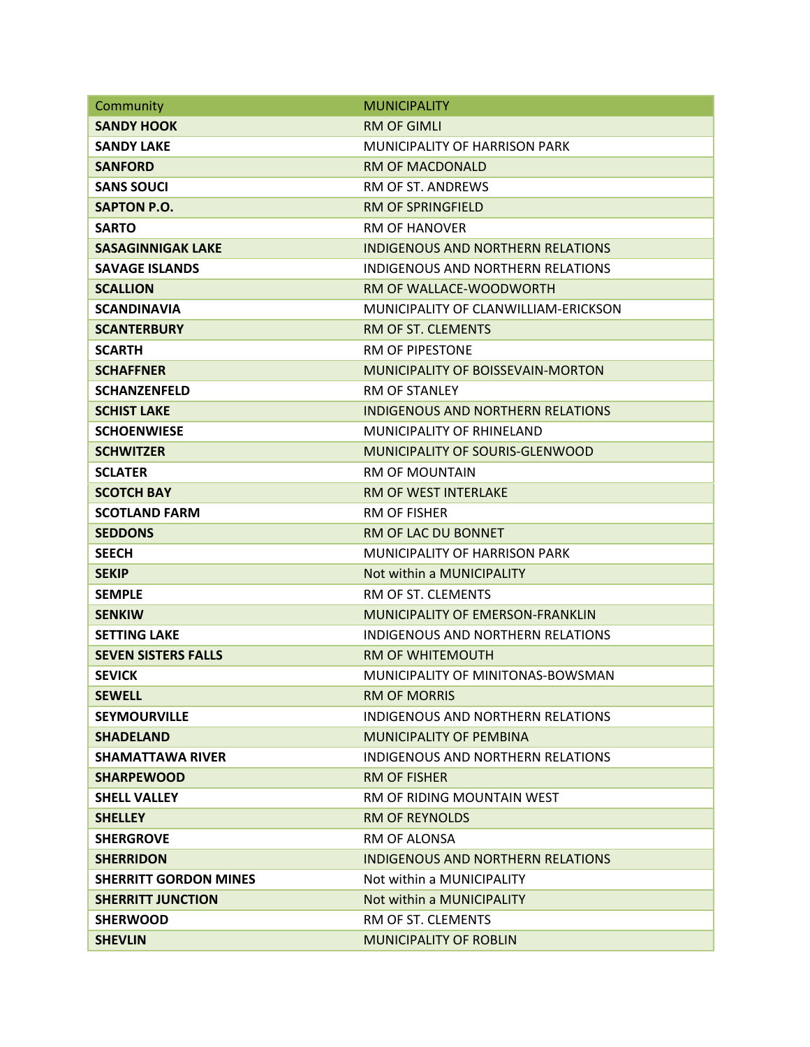| Community | MUNICIPALITY |
|---|---|
| **SANDY HOOK** | RM OF GIMLI |
| **SANDY LAKE** | MUNICIPALITY OF HARRISON PARK |
| **SANFORD** | RM OF MACDONALD |
| **SANS SOUCI** | RM OF ST. ANDREWS |
| **SAPTON P.O.** | RM OF SPRINGFIELD |
| **SARTO** | RM OF HANOVER |
| **SASAGINNIGAK LAKE** | INDIGENOUS AND NORTHERN RELATIONS |
| **SAVAGE ISLANDS** | INDIGENOUS AND NORTHERN RELATIONS |
| **SCALLION** | RM OF WALLACE-WOODWORTH |
| **SCANDINAVIA** | MUNICIPALITY OF CLANWILLIAM-ERICKSON |
| **SCANTERBURY** | RM OF ST. CLEMENTS |
| **SCARTH** | RM OF PIPESTONE |
| **SCHAFFNER** | MUNICIPALITY OF BOISSEVAIN-MORTON |
| **SCHANZENFELD** | RM OF STANLEY |
| **SCHIST LAKE** | INDIGENOUS AND NORTHERN RELATIONS |
| **SCHOENWIESE** | MUNICIPALITY OF RHINELAND |
| **SCHWITZER** | MUNICIPALITY OF SOURIS-GLENWOOD |
| **SCLATER** | RM OF MOUNTAIN |
| **SCOTCH BAY** | RM OF WEST INTERLAKE |
| **SCOTLAND FARM** | RM OF FISHER |
| **SEDDONS** | RM OF LAC DU BONNET |
| **SEECH** | MUNICIPALITY OF HARRISON PARK |
| **SEKIP** | Not within a MUNICIPALITY |
| **SEMPLE** | RM OF ST. CLEMENTS |
| **SENKIW** | MUNICIPALITY OF EMERSON-FRANKLIN |
| **SETTING LAKE** | INDIGENOUS AND NORTHERN RELATIONS |
| **SEVEN SISTERS FALLS** | RM OF WHITEMOUTH |
| **SEVICK** | MUNICIPALITY OF MINITONAS-BOWSMAN |
| **SEWELL** | RM OF MORRIS |
| **SEYMOURVILLE** | INDIGENOUS AND NORTHERN RELATIONS |
| **SHADELAND** | MUNICIPALITY OF PEMBINA |
| **SHAMATTAWA RIVER** | INDIGENOUS AND NORTHERN RELATIONS |
| **SHARPEWOOD** | RM OF FISHER |
| **SHELL VALLEY** | RM OF RIDING MOUNTAIN WEST |
| **SHELLEY** | RM OF REYNOLDS |
| **SHERGROVE** | RM OF ALONSA |
| **SHERRIDON** | INDIGENOUS AND NORTHERN RELATIONS |
| **SHERRITT GORDON MINES** | Not within a MUNICIPALITY |
| **SHERRITT JUNCTION** | Not within a MUNICIPALITY |
| **SHERWOOD** | RM OF ST. CLEMENTS |
| **SHEVLIN** | MUNICIPALITY OF ROBLIN |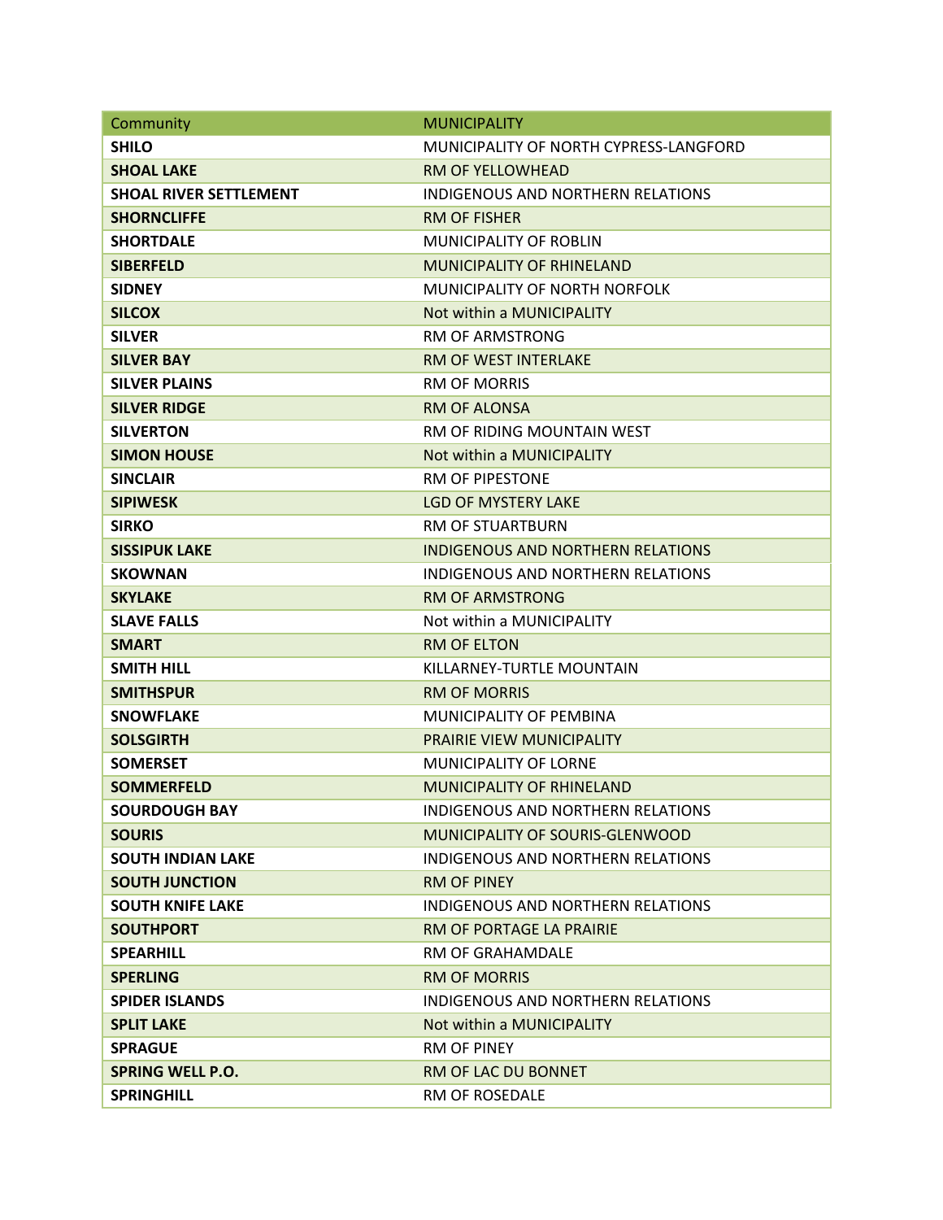| Community | MUNICIPALITY |
| --- | --- |
| **SHILO** | MUNICIPALITY OF NORTH CYPRESS-LANGFORD |
| **SHOAL LAKE** | RM OF YELLOWHEAD |
| **SHOAL RIVER SETTLEMENT** | INDIGENOUS AND NORTHERN RELATIONS |
| **SHORNCLIFFE** | RM OF FISHER |
| **SHORTDALE** | MUNICIPALITY OF ROBLIN |
| **SIBERFELD** | MUNICIPALITY OF RHINELAND |
| **SIDNEY** | MUNICIPALITY OF NORTH NORFOLK |
| **SILCOX** | Not within a MUNICIPALITY |
| **SILVER** | RM OF ARMSTRONG |
| **SILVER BAY** | RM OF WEST INTERLAKE |
| **SILVER PLAINS** | RM OF MORRIS |
| **SILVER RIDGE** | RM OF ALONSA |
| **SILVERTON** | RM OF RIDING MOUNTAIN WEST |
| **SIMON HOUSE** | Not within a MUNICIPALITY |
| **SINCLAIR** | RM OF PIPESTONE |
| **SIPIWESK** | LGD OF MYSTERY LAKE |
| **SIRKO** | RM OF STUARTBURN |
| **SISSIPUK LAKE** | INDIGENOUS AND NORTHERN RELATIONS |
| **SKOWNAN** | INDIGENOUS AND NORTHERN RELATIONS |
| **SKYLAKE** | RM OF ARMSTRONG |
| **SLAVE FALLS** | Not within a MUNICIPALITY |
| **SMART** | RM OF ELTON |
| **SMITH HILL** | KILLARNEY-TURTLE MOUNTAIN |
| **SMITHSPUR** | RM OF MORRIS |
| **SNOWFLAKE** | MUNICIPALITY OF PEMBINA |
| **SOLSGIRTH** | PRAIRIE VIEW MUNICIPALITY |
| **SOMERSET** | MUNICIPALITY OF LORNE |
| **SOMMERFELD** | MUNICIPALITY OF RHINELAND |
| **SOURDOUGH BAY** | INDIGENOUS AND NORTHERN RELATIONS |
| **SOURIS** | MUNICIPALITY OF SOURIS-GLENWOOD |
| **SOUTH INDIAN LAKE** | INDIGENOUS AND NORTHERN RELATIONS |
| **SOUTH JUNCTION** | RM OF PINEY |
| **SOUTH KNIFE LAKE** | INDIGENOUS AND NORTHERN RELATIONS |
| **SOUTHPORT** | RM OF PORTAGE LA PRAIRIE |
| **SPEARHILL** | RM OF GRAHAMDALE |
| **SPERLING** | RM OF MORRIS |
| **SPIDER ISLANDS** | INDIGENOUS AND NORTHERN RELATIONS |
| **SPLIT LAKE** | Not within a MUNICIPALITY |
| **SPRAGUE** | RM OF PINEY |
| **SPRING WELL P.O.** | RM OF LAC DU BONNET |
| **SPRINGHILL** | RM OF ROSEDALE |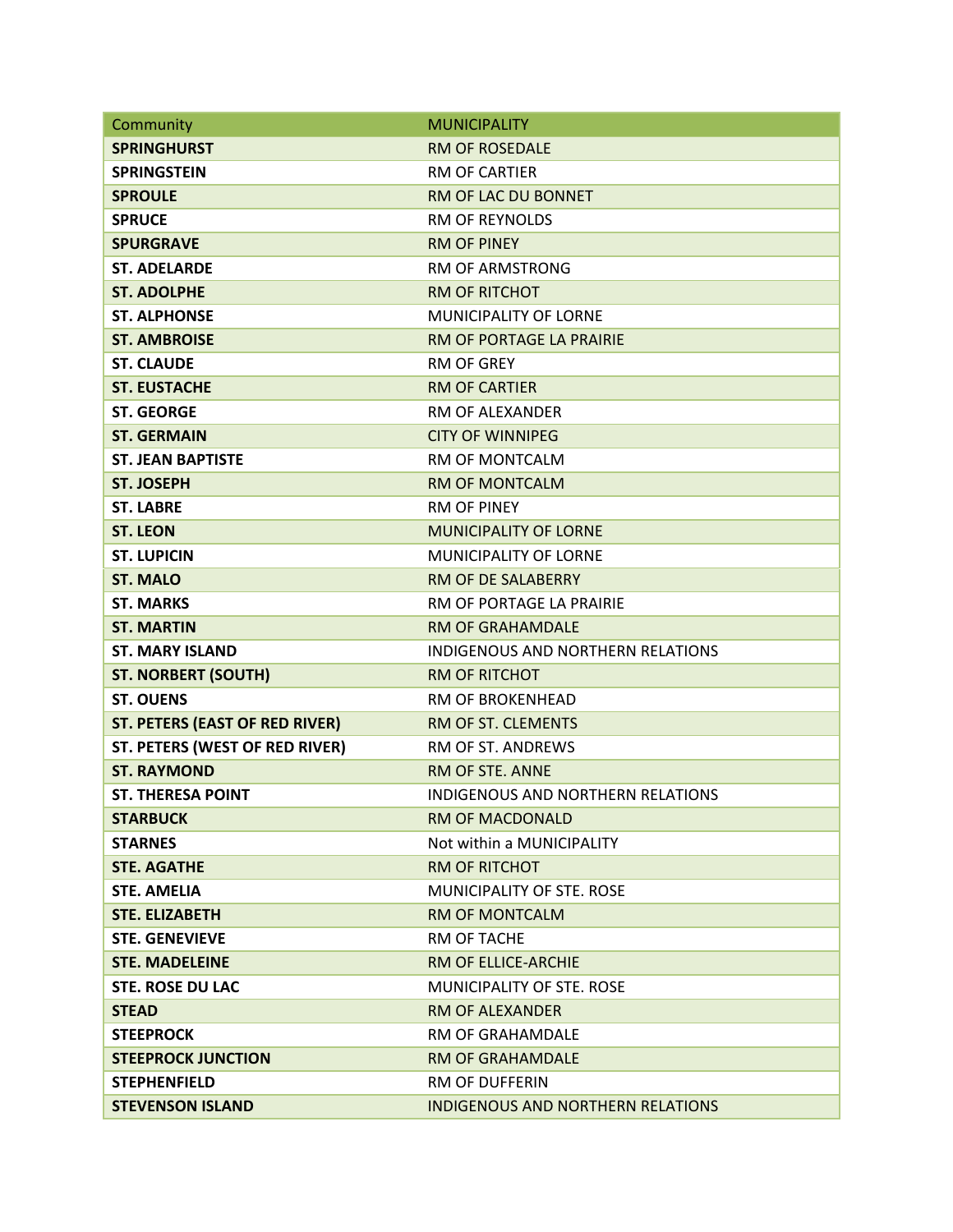| Community | MUNICIPALITY |
|---|---|
| **SPRINGHURST** | RM OF ROSEDALE |
| **SPRINGSTEIN** | RM OF CARTIER |
| **SPROULE** | RM OF LAC DU BONNET |
| **SPRUCE** | RM OF REYNOLDS |
| **SPURGRAVE** | RM OF PINEY |
| **ST. ADELARDE** | RM OF ARMSTRONG |
| **ST. ADOLPHE** | RM OF RITCHOT |
| **ST. ALPHONSE** | MUNICIPALITY OF LORNE |
| **ST. AMBROISE** | RM OF PORTAGE LA PRAIRIE |
| **ST. CLAUDE** | RM OF GREY |
| **ST. EUSTACHE** | RM OF CARTIER |
| **ST. GEORGE** | RM OF ALEXANDER |
| **ST. GERMAIN** | CITY OF WINNIPEG |
| **ST. JEAN BAPTISTE** | RM OF MONTCALM |
| **ST. JOSEPH** | RM OF MONTCALM |
| **ST. LABRE** | RM OF PINEY |
| **ST. LEON** | MUNICIPALITY OF LORNE |
| **ST. LUPICIN** | MUNICIPALITY OF LORNE |
| **ST. MALO** | RM OF DE SALABERRY |
| **ST. MARKS** | RM OF PORTAGE LA PRAIRIE |
| **ST. MARTIN** | RM OF GRAHAMDALE |
| **ST. MARY ISLAND** | INDIGENOUS AND NORTHERN RELATIONS |
| **ST. NORBERT (SOUTH)** | RM OF RITCHOT |
| **ST. OUENS** | RM OF BROKENHEAD |
| **ST. PETERS (EAST OF RED RIVER)** | RM OF ST. CLEMENTS |
| **ST. PETERS (WEST OF RED RIVER)** | RM OF ST. ANDREWS |
| **ST. RAYMOND** | RM OF STE. ANNE |
| **ST. THERESA POINT** | INDIGENOUS AND NORTHERN RELATIONS |
| **STARBUCK** | RM OF MACDONALD |
| **STARNES** | Not within a MUNICIPALITY |
| **STE. AGATHE** | RM OF RITCHOT |
| **STE. AMELIA** | MUNICIPALITY OF STE. ROSE |
| **STE. ELIZABETH** | RM OF MONTCALM |
| **STE. GENEVIEVE** | RM OF TACHE |
| **STE. MADELEINE** | RM OF ELLICE-ARCHIE |
| **STE. ROSE DU LAC** | MUNICIPALITY OF STE. ROSE |
| **STEAD** | RM OF ALEXANDER |
| **STEEPROCK** | RM OF GRAHAMDALE |
| **STEEPROCK JUNCTION** | RM OF GRAHAMDALE |
| **STEPHENFIELD** | RM OF DUFFERIN |
| **STEVENSON ISLAND** | INDIGENOUS AND NORTHERN RELATIONS |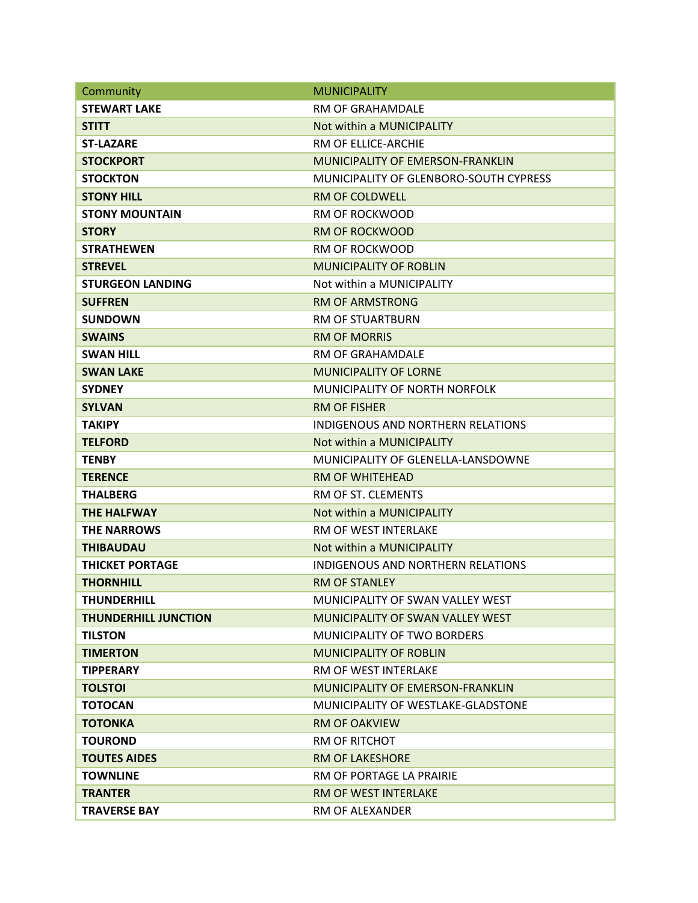| Community | MUNICIPALITY |
| --- | --- |
| **STEWART LAKE** | RM OF GRAHAMDALE |
| **STITT** | Not within a MUNICIPALITY |
| **ST-LAZARE** | RM OF ELLICE-ARCHIE |
| **STOCKPORT** | MUNICIPALITY OF EMERSON-FRANKLIN |
| **STOCKTON** | MUNICIPALITY OF GLENBORO-SOUTH CYPRESS |
| **STONY HILL** | RM OF COLDWELL |
| **STONY MOUNTAIN** | RM OF ROCKWOOD |
| **STORY** | RM OF ROCKWOOD |
| **STRATHEWEN** | RM OF ROCKWOOD |
| **STREVEL** | MUNICIPALITY OF ROBLIN |
| **STURGEON LANDING** | Not within a MUNICIPALITY |
| **SUFFREN** | RM OF ARMSTRONG |
| **SUNDOWN** | RM OF STUARTBURN |
| **SWAINS** | RM OF MORRIS |
| **SWAN HILL** | RM OF GRAHAMDALE |
| **SWAN LAKE** | MUNICIPALITY OF LORNE |
| **SYDNEY** | MUNICIPALITY OF NORTH NORFOLK |
| **SYLVAN** | RM OF FISHER |
| **TAKIPY** | INDIGENOUS AND NORTHERN RELATIONS |
| **TELFORD** | Not within a MUNICIPALITY |
| **TENBY** | MUNICIPALITY OF GLENELLA-LANSDOWNE |
| **TERENCE** | RM OF WHITEHEAD |
| **THALBERG** | RM OF ST. CLEMENTS |
| **THE HALFWAY** | Not within a MUNICIPALITY |
| **THE NARROWS** | RM OF WEST INTERLAKE |
| **THIBAUDAU** | Not within a MUNICIPALITY |
| **THICKET PORTAGE** | INDIGENOUS AND NORTHERN RELATIONS |
| **THORNHILL** | RM OF STANLEY |
| **THUNDERHILL** | MUNICIPALITY OF SWAN VALLEY WEST |
| **THUNDERHILL JUNCTION** | MUNICIPALITY OF SWAN VALLEY WEST |
| **TILSTON** | MUNICIPALITY OF TWO BORDERS |
| **TIMERTON** | MUNICIPALITY OF ROBLIN |
| **TIPPERARY** | RM OF WEST INTERLAKE |
| **TOLSTOI** | MUNICIPALITY OF EMERSON-FRANKLIN |
| **TOTOCAN** | MUNICIPALITY OF WESTLAKE-GLADSTONE |
| **TOTONKA** | RM OF OAKVIEW |
| **TOUROND** | RM OF RITCHOT |
| **TOUTES AIDES** | RM OF LAKESHORE |
| **TOWNLINE** | RM OF PORTAGE LA PRAIRIE |
| **TRANTER** | RM OF WEST INTERLAKE |
| **TRAVERSE BAY** | RM OF ALEXANDER |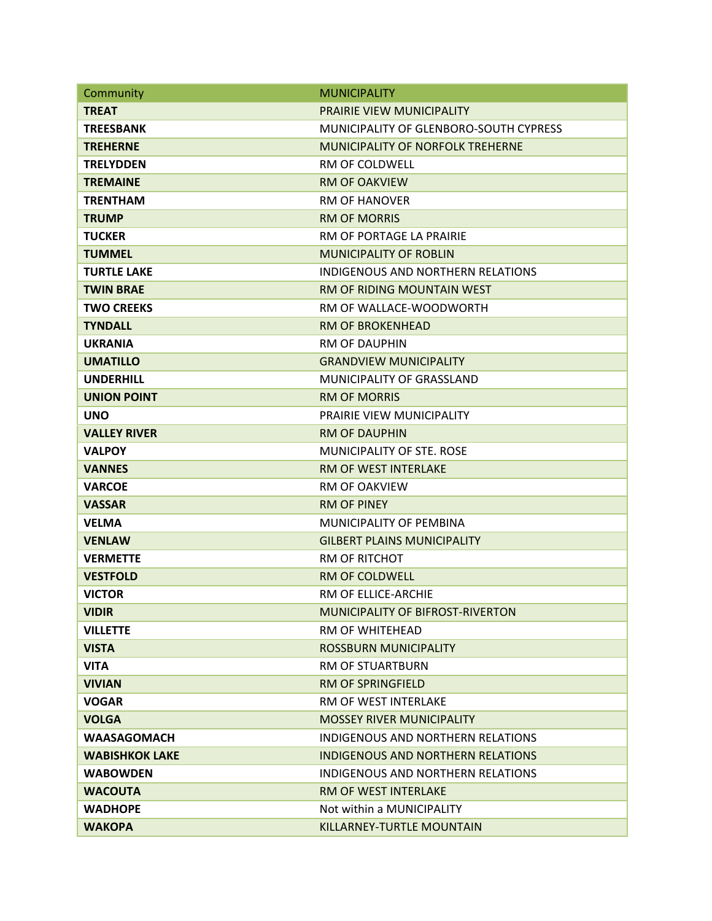| Community | MUNICIPALITY |
|---|---|
| **TREAT** | PRAIRIE VIEW MUNICIPALITY |
| **TREESBANK** | MUNICIPALITY OF GLENBORO-SOUTH CYPRESS |
| **TREHERNE** | MUNICIPALITY OF NORFOLK TREHERNE |
| **TRELYDDEN** | RM OF COLDWELL |
| **TREMAINE** | RM OF OAKVIEW |
| **TRENTHAM** | RM OF HANOVER |
| **TRUMP** | RM OF MORRIS |
| **TUCKER** | RM OF PORTAGE LA PRAIRIE |
| **TUMMEL** | MUNICIPALITY OF ROBLIN |
| **TURTLE LAKE** | INDIGENOUS AND NORTHERN RELATIONS |
| **TWIN BRAE** | RM OF RIDING MOUNTAIN WEST |
| **TWO CREEKS** | RM OF WALLACE-WOODWORTH |
| **TYNDALL** | RM OF BROKENHEAD |
| **UKRANIA** | RM OF DAUPHIN |
| **UMATILLO** | GRANDVIEW MUNICIPALITY |
| **UNDERHILL** | MUNICIPALITY OF GRASSLAND |
| **UNION POINT** | RM OF MORRIS |
| **UNO** | PRAIRIE VIEW MUNICIPALITY |
| **VALLEY RIVER** | RM OF DAUPHIN |
| **VALPOY** | MUNICIPALITY OF STE. ROSE |
| **VANNES** | RM OF WEST INTERLAKE |
| **VARCOE** | RM OF OAKVIEW |
| **VASSAR** | RM OF PINEY |
| **VELMA** | MUNICIPALITY OF PEMBINA |
| **VENLAW** | GILBERT PLAINS MUNICIPALITY |
| **VERMETTE** | RM OF RITCHOT |
| **VESTFOLD** | RM OF COLDWELL |
| **VICTOR** | RM OF ELLICE-ARCHIE |
| **VIDIR** | MUNICIPALITY OF BIFROST-RIVERTON |
| **VILLETTE** | RM OF WHITEHEAD |
| **VISTA** | ROSSBURN MUNICIPALITY |
| **VITA** | RM OF STUARTBURN |
| **VIVIAN** | RM OF SPRINGFIELD |
| **VOGAR** | RM OF WEST INTERLAKE |
| **VOLGA** | MOSSEY RIVER MUNICIPALITY |
| **WAASAGOMACH** | INDIGENOUS AND NORTHERN RELATIONS |
| **WABISHKOK LAKE** | INDIGENOUS AND NORTHERN RELATIONS |
| **WABOWDEN** | INDIGENOUS AND NORTHERN RELATIONS |
| **WACOUTA** | RM OF WEST INTERLAKE |
| **WADHOPE** | Not within a MUNICIPALITY |
| **WAKOPA** | KILLARNEY-TURTLE MOUNTAIN |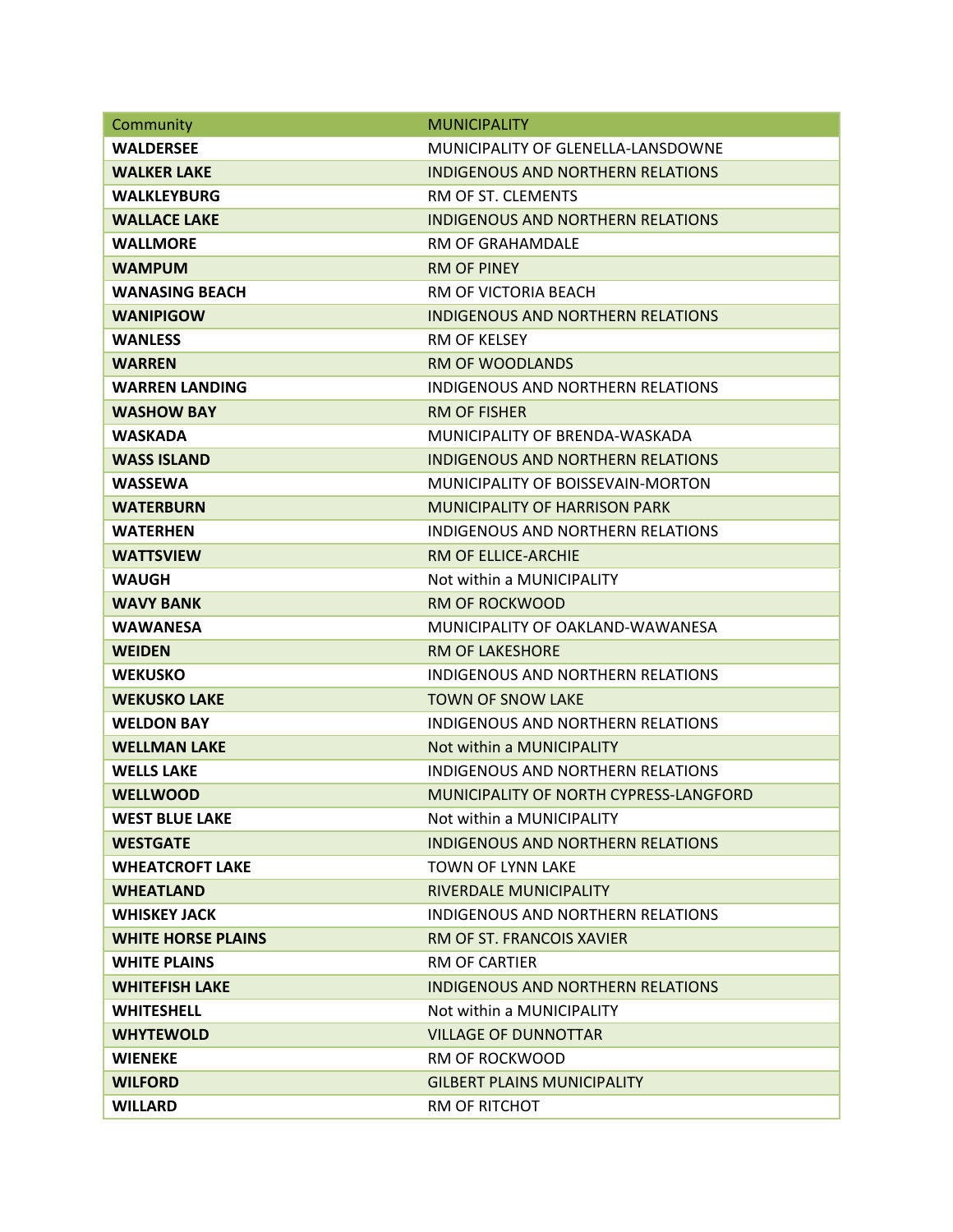| Community | MUNICIPALITY |
|---|---|
| **WALDERSEE** | MUNICIPALITY OF GLENELLA-LANSDOWNE |
| **WALKER LAKE** | INDIGENOUS AND NORTHERN RELATIONS |
| **WALKLEYBURG** | RM OF ST. CLEMENTS |
| **WALLACE LAKE** | INDIGENOUS AND NORTHERN RELATIONS |
| **WALLMORE** | RM OF GRAHAMDALE |
| **WAMPUM** | RM OF PINEY |
| **WANASING BEACH** | RM OF VICTORIA BEACH |
| **WANIPIGOW** | INDIGENOUS AND NORTHERN RELATIONS |
| **WANLESS** | RM OF KELSEY |
| **WARREN** | RM OF WOODLANDS |
| **WARREN LANDING** | INDIGENOUS AND NORTHERN RELATIONS |
| **WASHOW BAY** | RM OF FISHER |
| **WASKADA** | MUNICIPALITY OF BRENDA-WASKADA |
| **WASS ISLAND** | INDIGENOUS AND NORTHERN RELATIONS |
| **WASSEWA** | MUNICIPALITY OF BOISSEVAIN-MORTON |
| **WATERBURN** | MUNICIPALITY OF HARRISON PARK |
| **WATERHEN** | INDIGENOUS AND NORTHERN RELATIONS |
| **WATTSVIEW** | RM OF ELLICE-ARCHIE |
| **WAUGH** | Not within a MUNICIPALITY |
| **WAVY BANK** | RM OF ROCKWOOD |
| **WAWANESA** | MUNICIPALITY OF OAKLAND-WAWANESA |
| **WEIDEN** | RM OF LAKESHORE |
| **WEKUSKO** | INDIGENOUS AND NORTHERN RELATIONS |
| **WEKUSKO LAKE** | TOWN OF SNOW LAKE |
| **WELDON BAY** | INDIGENOUS AND NORTHERN RELATIONS |
| **WELLMAN LAKE** | Not within a MUNICIPALITY |
| **WELLS LAKE** | INDIGENOUS AND NORTHERN RELATIONS |
| **WELLWOOD** | MUNICIPALITY OF NORTH CYPRESS-LANGFORD |
| **WEST BLUE LAKE** | Not within a MUNICIPALITY |
| **WESTGATE** | INDIGENOUS AND NORTHERN RELATIONS |
| **WHEATCROFT LAKE** | TOWN OF LYNN LAKE |
| **WHEATLAND** | RIVERDALE MUNICIPALITY |
| **WHISKEY JACK** | INDIGENOUS AND NORTHERN RELATIONS |
| **WHITE HORSE PLAINS** | RM OF ST. FRANCOIS XAVIER |
| **WHITE PLAINS** | RM OF CARTIER |
| **WHITEFISH LAKE** | INDIGENOUS AND NORTHERN RELATIONS |
| **WHITESHELL** | Not within a MUNICIPALITY |
| **WHYTEWOLD** | VILLAGE OF DUNNOTTAR |
| **WIENEKE** | RM OF ROCKWOOD |
| **WILFORD** | GILBERT PLAINS MUNICIPALITY |
| **WILLARD** | RM OF RITCHOT |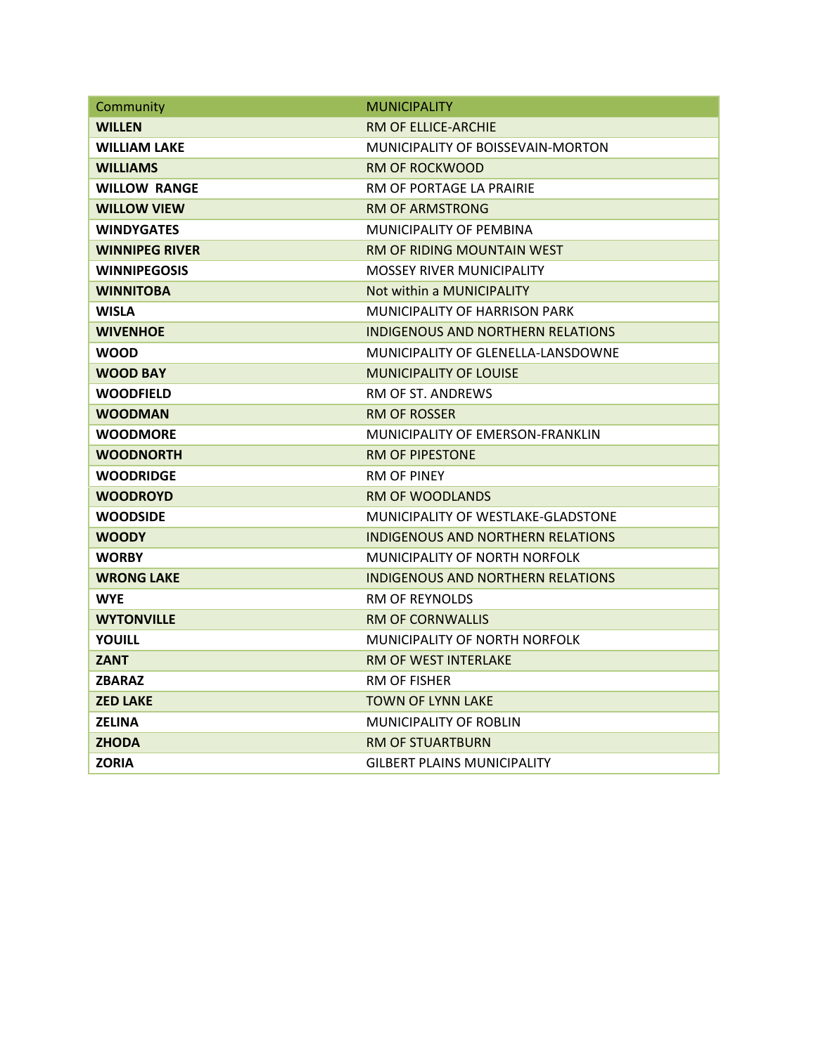| Community | MUNICIPALITY |
| --- | --- |
| **WILLEN** | RM OF ELLICE-ARCHIE |
| **WILLIAM LAKE** | MUNICIPALITY OF BOISSEVAIN-MORTON |
| **WILLIAMS** | RM OF ROCKWOOD |
| **WILLOW RANGE** | RM OF PORTAGE LA PRAIRIE |
| **WILLOW VIEW** | RM OF ARMSTRONG |
| **WINDYGATES** | MUNICIPALITY OF PEMBINA |
| **WINNIPEG RIVER** | RM OF RIDING MOUNTAIN WEST |
| **WINNIPEGOSIS** | MOSSEY RIVER MUNICIPALITY |
| **WINNITOBA** | Not within a MUNICIPALITY |
| **WISLA** | MUNICIPALITY OF HARRISON PARK |
| **WIVENHOE** | INDIGENOUS AND NORTHERN RELATIONS |
| **WOOD** | MUNICIPALITY OF GLENELLA-LANSDOWNE |
| **WOOD BAY** | MUNICIPALITY OF LOUISE |
| **WOODFIELD** | RM OF ST. ANDREWS |
| **WOODMAN** | RM OF ROSSER |
| **WOODMORE** | MUNICIPALITY OF EMERSON-FRANKLIN |
| **WOODNORTH** | RM OF PIPESTONE |
| **WOODRIDGE** | RM OF PINEY |
| **WOODROYD** | RM OF WOODLANDS |
| **WOODSIDE** | MUNICIPALITY OF WESTLAKE-GLADSTONE |
| **WOODY** | INDIGENOUS AND NORTHERN RELATIONS |
| **WORBY** | MUNICIPALITY OF NORTH NORFOLK |
| **WRONG LAKE** | INDIGENOUS AND NORTHERN RELATIONS |
| **WYE** | RM OF REYNOLDS |
| **WYTONVILLE** | RM OF CORNWALLIS |
| **YOUILL** | MUNICIPALITY OF NORTH NORFOLK |
| **ZANT** | RM OF WEST INTERLAKE |
| **ZBARAZ** | RM OF FISHER |
| **ZED LAKE** | TOWN OF LYNN LAKE |
| **ZELINA** | MUNICIPALITY OF ROBLIN |
| **ZHODA** | RM OF STUARTBURN |
| **ZORIA** | GILBERT PLAINS MUNICIPALITY |